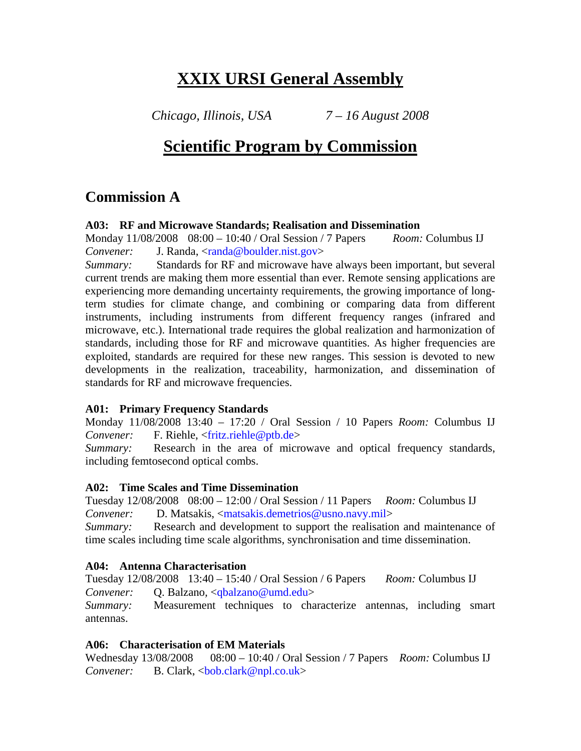# XXIX URSI General Assembly

*Chicago, Illinois, USA* *7 – 16 August 2008*

# Scientific Program by Commission

## Commission A

**A03: RF and Microwave Standards; Realisation and Dissemination**
Monday 11/08/2008 08:00 – 10:40 / Oral Session / 7 Papers *Room:* Columbus IJ
*Convener:* J. Randa, <randa@boulder.nist.gov>
*Summary:* Standards for RF and microwave have always been important, but several current trends are making them more essential than ever. Remote sensing applications are experiencing more demanding uncertainty requirements, the growing importance of long-term studies for climate change, and combining or comparing data from different instruments, including instruments from different frequency ranges (infrared and microwave, etc.). International trade requires the global realization and harmonization of standards, including those for RF and microwave quantities. As higher frequencies are exploited, standards are required for these new ranges. This session is devoted to new developments in the realization, traceability, harmonization, and dissemination of standards for RF and microwave frequencies.

**A01: Primary Frequency Standards**
Monday 11/08/2008 13:40 – 17:20 / Oral Session / 10 Papers *Room:* Columbus IJ
*Convener:* F. Riehle, <fritz.riehle@ptb.de>
*Summary:* Research in the area of microwave and optical frequency standards, including femtosecond optical combs.

**A02: Time Scales and Time Dissemination**
Tuesday 12/08/2008 08:00 – 12:00 / Oral Session / 11 Papers *Room:* Columbus IJ
*Convener:* D. Matsakis, <matsakis.demetrios@usno.navy.mil>
*Summary:* Research and development to support the realisation and maintenance of time scales including time scale algorithms, synchronisation and time dissemination.

**A04: Antenna Characterisation**
Tuesday 12/08/2008 13:40 – 15:40 / Oral Session / 6 Papers *Room:* Columbus IJ
*Convener:* Q. Balzano, <qbalzano@umd.edu>
*Summary:* Measurement techniques to characterize antennas, including smart antennas.

**A06: Characterisation of EM Materials**
Wednesday 13/08/2008 08:00 – 10:40 / Oral Session / 7 Papers *Room:* Columbus IJ
*Convener:* B. Clark, <bob.clark@npl.co.uk>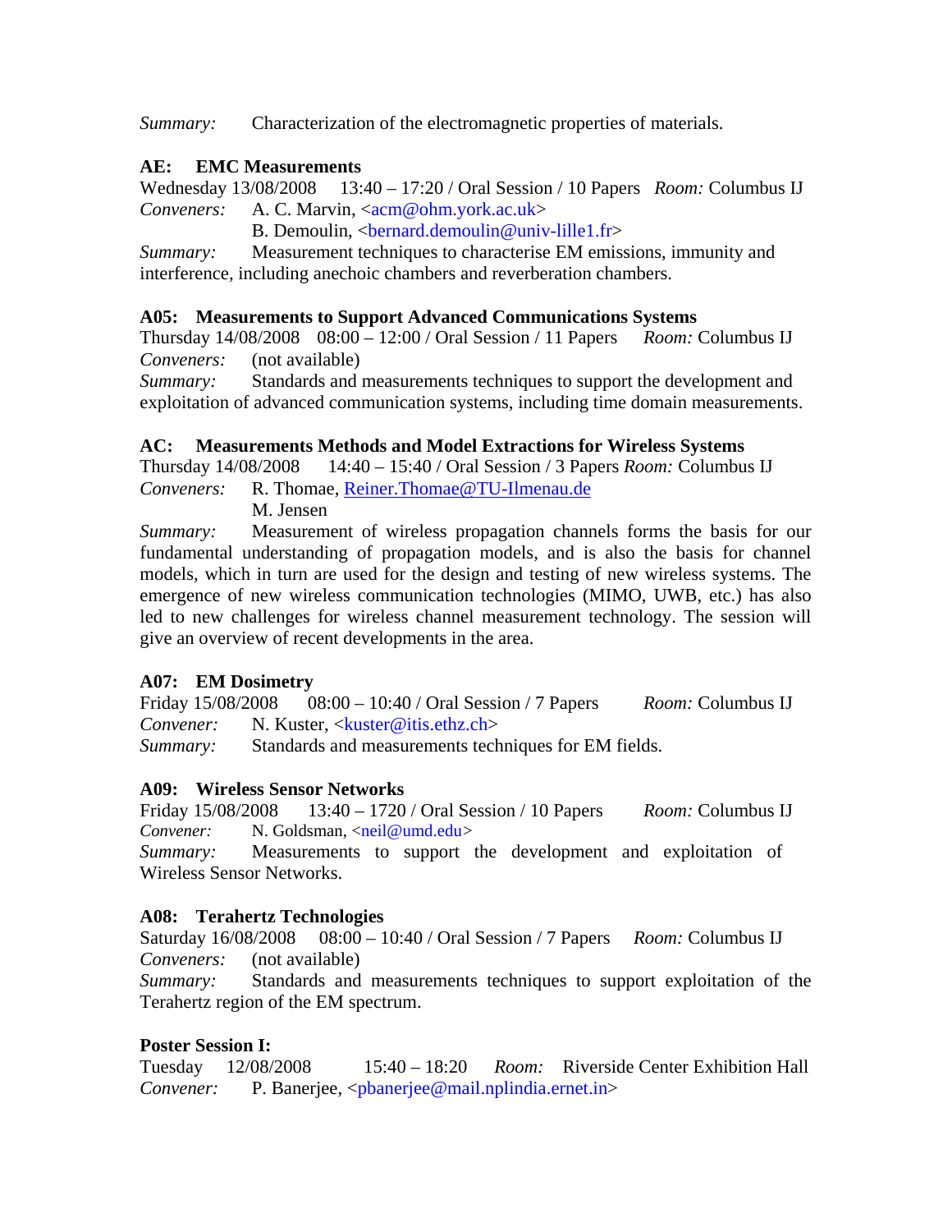*Summary:* Characterization of the electromagnetic properties of materials.

### AE: EMC Measurements

Wednesday 13/08/2008 13:40 – 17:20 / Oral Session / 10 Papers *Room:* Columbus IJ
*Conveners:* A. C. Marvin, <acm@ohm.york.ac.uk>
B. Demoulin, <bernard.demoulin@univ-lille1.fr>
*Summary:* Measurement techniques to characterise EM emissions, immunity and interference, including anechoic chambers and reverberation chambers.

### A05: Measurements to Support Advanced Communications Systems

Thursday 14/08/2008 08:00 – 12:00 / Oral Session / 11 Papers *Room:* Columbus IJ
*Conveners:* (not available)
*Summary:* Standards and measurements techniques to support the development and exploitation of advanced communication systems, including time domain measurements.

### AC: Measurements Methods and Model Extractions for Wireless Systems

Thursday 14/08/2008 14:40 – 15:40 / Oral Session / 3 Papers *Room:* Columbus IJ
*Conveners:* R. Thomae, Reiner.Thomae@TU-Ilmenau.de
M. Jensen
*Summary:* Measurement of wireless propagation channels forms the basis for our fundamental understanding of propagation models, and is also the basis for channel models, which in turn are used for the design and testing of new wireless systems. The emergence of new wireless communication technologies (MIMO, UWB, etc.) has also led to new challenges for wireless channel measurement technology. The session will give an overview of recent developments in the area.

### A07: EM Dosimetry

Friday 15/08/2008 08:00 – 10:40 / Oral Session / 7 Papers *Room:* Columbus IJ
*Convener:* N. Kuster, <kuster@itis.ethz.ch>
*Summary:* Standards and measurements techniques for EM fields.

### A09: Wireless Sensor Networks

Friday 15/08/2008 13:40 – 1720 / Oral Session / 10 Papers *Room:* Columbus IJ
*Convener:* N. Goldsman, <neil@umd.edu>
*Summary:* Measurements to support the development and exploitation of Wireless Sensor Networks.

### A08: Terahertz Technologies

Saturday 16/08/2008 08:00 – 10:40 / Oral Session / 7 Papers *Room:* Columbus IJ
*Conveners:* (not available)
*Summary:* Standards and measurements techniques to support exploitation of the Terahertz region of the EM spectrum.

### Poster Session I:

Tuesday 12/08/2008 15:40 – 18:20 *Room:* Riverside Center Exhibition Hall
*Convener:* P. Banerjee, <pbanerjee@mail.nplindia.ernet.in>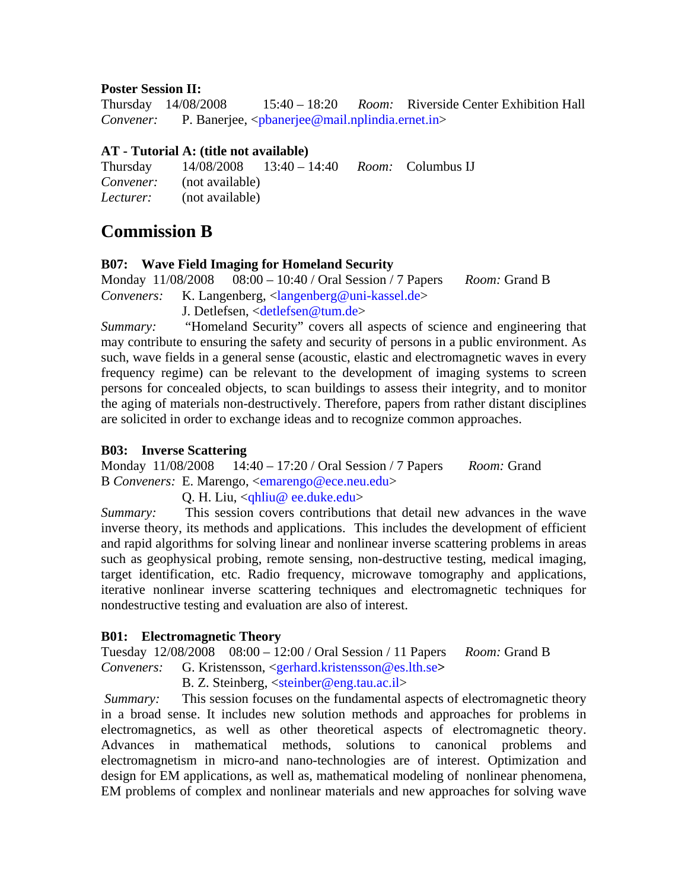**Poster Session II:**
Thursday 14/08/2008 15:40 – 18:20 *Room:* Riverside Center Exhibition Hall
*Convener:* P. Banerjee, <pbanerjee@mail.nplindia.ernet.in>

**AT - Tutorial A: (title not available)**
Thursday 14/08/2008 13:40 – 14:40 *Room:* Columbus IJ
*Convener:* (not available)
*Lecturer:* (not available)

# Commission B

**B07: Wave Field Imaging for Homeland Security**
Monday 11/08/2008 08:00 – 10:40 / Oral Session / 7 Papers *Room:* Grand B
*Conveners:* K. Langenberg, <langenberg@uni-kassel.de>
J. Detlefsen, <detlefsen@tum.de>
*Summary:* "Homeland Security" covers all aspects of science and engineering that may contribute to ensuring the safety and security of persons in a public environment. As such, wave fields in a general sense (acoustic, elastic and electromagnetic waves in every frequency regime) can be relevant to the development of imaging systems to screen persons for concealed objects, to scan buildings to assess their integrity, and to monitor the aging of materials non-destructively. Therefore, papers from rather distant disciplines are solicited in order to exchange ideas and to recognize common approaches.

**B03: Inverse Scattering**
Monday 11/08/2008 14:40 – 17:20 / Oral Session / 7 Papers *Room:* Grand B
*Conveners:* E. Marengo, <emarengo@ece.neu.edu>
Q. H. Liu, <qhliu@ ee.duke.edu>
*Summary:* This session covers contributions that detail new advances in the wave inverse theory, its methods and applications. This includes the development of efficient and rapid algorithms for solving linear and nonlinear inverse scattering problems in areas such as geophysical probing, remote sensing, non-destructive testing, medical imaging, target identification, etc. Radio frequency, microwave tomography and applications, iterative nonlinear inverse scattering techniques and electromagnetic techniques for nondestructive testing and evaluation are also of interest.

**B01: Electromagnetic Theory**
Tuesday 12/08/2008 08:00 – 12:00 / Oral Session / 11 Papers *Room:* Grand B
*Conveners:* G. Kristensson, <gerhard.kristensson@es.lth.se>
B. Z. Steinberg, <steinber@eng.tau.ac.il>
*Summary:* This session focuses on the fundamental aspects of electromagnetic theory in a broad sense. It includes new solution methods and approaches for problems in electromagnetics, as well as other theoretical aspects of electromagnetic theory. Advances in mathematical methods, solutions to canonical problems and electromagnetism in micro-and nano-technologies are of interest. Optimization and design for EM applications, as well as, mathematical modeling of nonlinear phenomena, EM problems of complex and nonlinear materials and new approaches for solving wave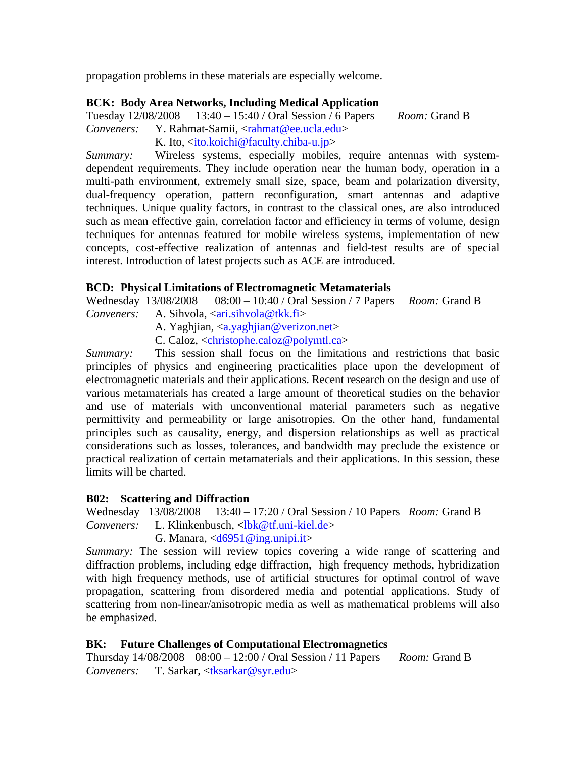propagation problems in these materials are especially welcome.

### BCK: Body Area Networks, Including Medical Application

Tuesday 12/08/2008 13:40 – 15:40 / Oral Session / 6 Papers *Room:* Grand B

*Conveners:* Y. Rahmat-Samii, <rahmat@ee.ucla.edu>
K. Ito, <ito.koichi@faculty.chiba-u.jp>

*Summary:* Wireless systems, especially mobiles, require antennas with system-dependent requirements. They include operation near the human body, operation in a multi-path environment, extremely small size, space, beam and polarization diversity, dual-frequency operation, pattern reconfiguration, smart antennas and adaptive techniques. Unique quality factors, in contrast to the classical ones, are also introduced such as mean effective gain, correlation factor and efficiency in terms of volume, design techniques for antennas featured for mobile wireless systems, implementation of new concepts, cost-effective realization of antennas and field-test results are of special interest. Introduction of latest projects such as ACE are introduced.

### BCD: Physical Limitations of Electromagnetic Metamaterials

Wednesday 13/08/2008 08:00 – 10:40 / Oral Session / 7 Papers *Room:* Grand B

*Conveners:* A. Sihvola, <ari.sihvola@tkk.fi>
A. Yaghjian, <a.yaghjian@verizon.net>
C. Caloz, <christophe.caloz@polymtl.ca>

*Summary:* This session shall focus on the limitations and restrictions that basic principles of physics and engineering practicalities place upon the development of electromagnetic materials and their applications. Recent research on the design and use of various metamaterials has created a large amount of theoretical studies on the behavior and use of materials with unconventional material parameters such as negative permittivity and permeability or large anisotropies. On the other hand, fundamental principles such as causality, energy, and dispersion relationships as well as practical considerations such as losses, tolerances, and bandwidth may preclude the existence or practical realization of certain metamaterials and their applications. In this session, these limits will be charted.

### B02: Scattering and Diffraction

Wednesday 13/08/2008 13:40 – 17:20 / Oral Session / 10 Papers *Room:* Grand B

*Conveners:* L. Klinkenbusch, <lbk@tf.uni-kiel.de>
G. Manara, <d6951@ing.unipi.it>

*Summary:* The session will review topics covering a wide range of scattering and diffraction problems, including edge diffraction, high frequency methods, hybridization with high frequency methods, use of artificial structures for optimal control of wave propagation, scattering from disordered media and potential applications. Study of scattering from non-linear/anisotropic media as well as mathematical problems will also be emphasized.

### BK: Future Challenges of Computational Electromagnetics

Thursday 14/08/2008 08:00 – 12:00 / Oral Session / 11 Papers *Room:* Grand B

*Conveners:* T. Sarkar, <tksarkar@syr.edu>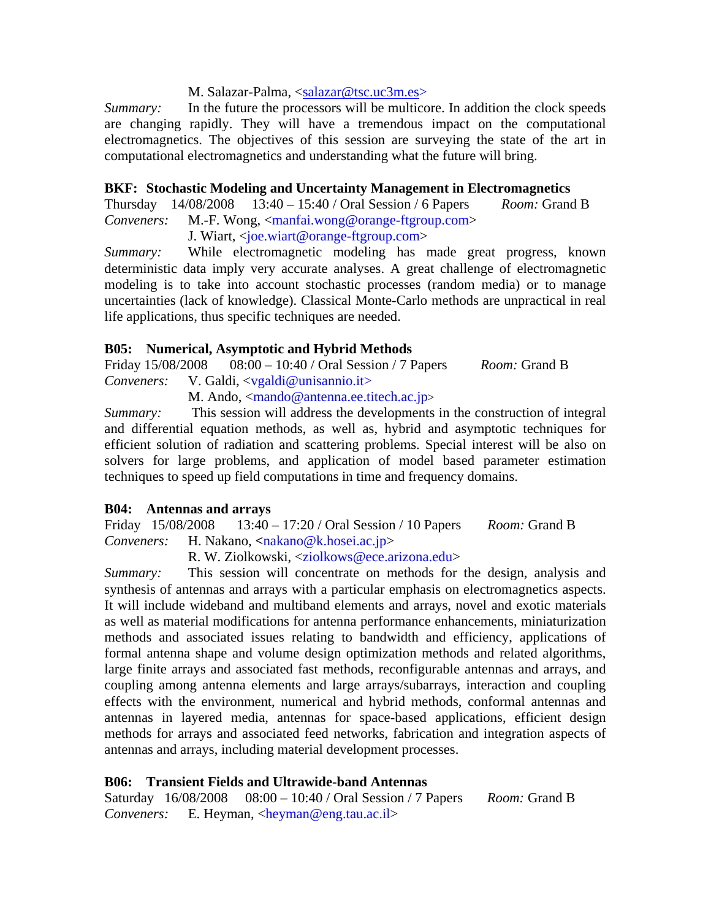M. Salazar-Palma, <salazar@tsc.uc3m.es>

*Summary:* In the future the processors will be multicore. In addition the clock speeds are changing rapidly. They will have a tremendous impact on the computational electromagnetics. The objectives of this session are surveying the state of the art in computational electromagnetics and understanding what the future will bring.

**BKF: Stochastic Modeling and Uncertainty Management in Electromagnetics**

Thursday 14/08/2008 13:40 – 15:40 / Oral Session / 6 Papers *Room:* Grand B

*Conveners:* M.-F. Wong, <manfai.wong@orange-ftgroup.com>
J. Wiart, <joe.wiart@orange-ftgroup.com>

*Summary:* While electromagnetic modeling has made great progress, known deterministic data imply very accurate analyses. A great challenge of electromagnetic modeling is to take into account stochastic processes (random media) or to manage uncertainties (lack of knowledge). Classical Monte-Carlo methods are unpractical in real life applications, thus specific techniques are needed.

**B05: Numerical, Asymptotic and Hybrid Methods**

Friday 15/08/2008 08:00 – 10:40 / Oral Session / 7 Papers *Room:* Grand B

*Conveners:* V. Galdi, <vgaldi@unisannio.it>
M. Ando, <mando@antenna.ee.titech.ac.jp>

*Summary:* This session will address the developments in the construction of integral and differential equation methods, as well as, hybrid and asymptotic techniques for efficient solution of radiation and scattering problems. Special interest will be also on solvers for large problems, and application of model based parameter estimation techniques to speed up field computations in time and frequency domains.

**B04: Antennas and arrays**

Friday 15/08/2008 13:40 – 17:20 / Oral Session / 10 Papers *Room:* Grand B

*Conveners:* H. Nakano, <nakano@k.hosei.ac.jp>
R. W. Ziolkowski, <ziolkows@ece.arizona.edu>

*Summary:* This session will concentrate on methods for the design, analysis and synthesis of antennas and arrays with a particular emphasis on electromagnetics aspects. It will include wideband and multiband elements and arrays, novel and exotic materials as well as material modifications for antenna performance enhancements, miniaturization methods and associated issues relating to bandwidth and efficiency, applications of formal antenna shape and volume design optimization methods and related algorithms, large finite arrays and associated fast methods, reconfigurable antennas and arrays, and coupling among antenna elements and large arrays/subarrays, interaction and coupling effects with the environment, numerical and hybrid methods, conformal antennas and antennas in layered media, antennas for space-based applications, efficient design methods for arrays and associated feed networks, fabrication and integration aspects of antennas and arrays, including material development processes.

**B06: Transient Fields and Ultrawide-band Antennas**

Saturday 16/08/2008 08:00 – 10:40 / Oral Session / 7 Papers *Room:* Grand B

*Conveners:* E. Heyman, <heyman@eng.tau.ac.il>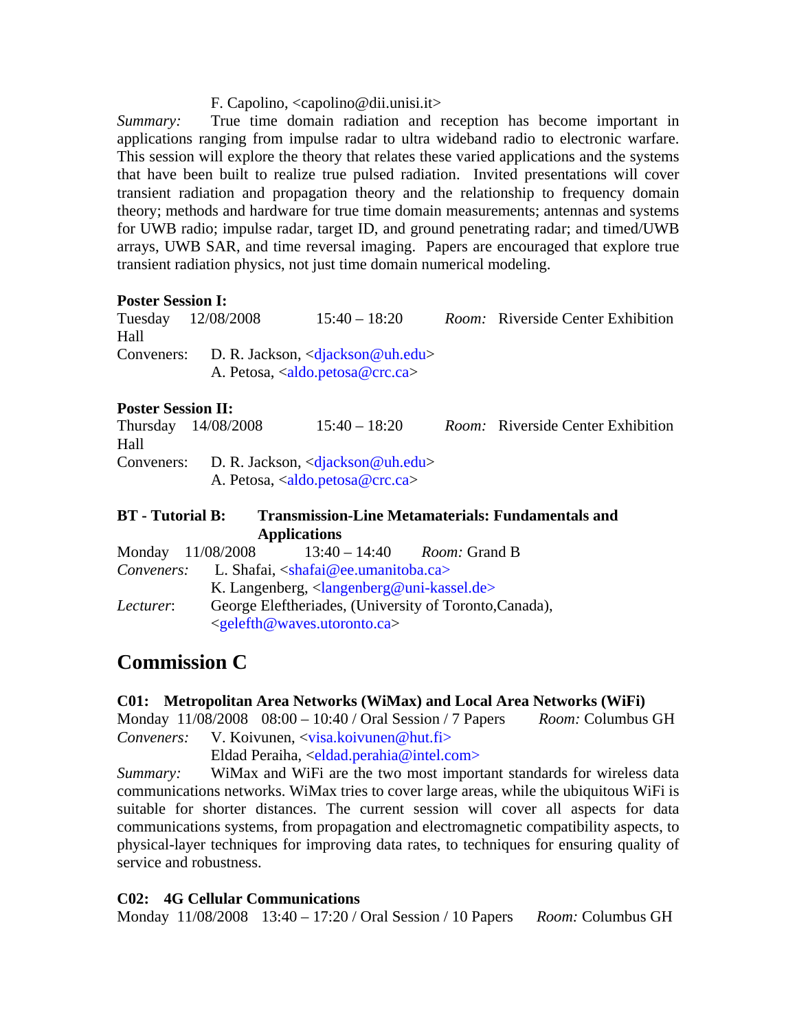F. Capolino, <capolino@dii.unisi.it>

*Summary:* True time domain radiation and reception has become important in applications ranging from impulse radar to ultra wideband radio to electronic warfare. This session will explore the theory that relates these varied applications and the systems that have been built to realize true pulsed radiation. Invited presentations will cover transient radiation and propagation theory and the relationship to frequency domain theory; methods and hardware for true time domain measurements; antennas and systems for UWB radio; impulse radar, target ID, and ground penetrating radar; and timed/UWB arrays, UWB SAR, and time reversal imaging. Papers are encouraged that explore true transient radiation physics, not just time domain numerical modeling.

**Poster Session I:**

Tuesday 12/08/2008 15:40 – 18:20 *Room:* Riverside Center Exhibition Hall

Conveners: D. R. Jackson, <djackson@uh.edu>
A. Petosa, <aldo.petosa@crc.ca>

**Poster Session II:**

Thursday 14/08/2008 15:40 – 18:20 *Room:* Riverside Center Exhibition Hall

Conveners: D. R. Jackson, <djackson@uh.edu>
A. Petosa, <aldo.petosa@crc.ca>

**BT - Tutorial B: Transmission-Line Metamaterials: Fundamentals and Applications**

Monday 11/08/2008 13:40 – 14:40 *Room:* Grand B

*Conveners:* L. Shafai, <shafai@ee.umanitoba.ca>
K. Langenberg, <langenberg@uni-kassel.de>

*Lecturer*: George Eleftheriades, (University of Toronto,Canada), <gelefth@waves.utoronto.ca>

# Commission C

**C01: Metropolitan Area Networks (WiMax) and Local Area Networks (WiFi)**

Monday 11/08/2008 08:00 – 10:40 / Oral Session / 7 Papers *Room:* Columbus GH

*Conveners:* V. Koivunen, <visa.koivunen@hut.fi>
Eldad Peraiha, <eldad.perahia@intel.com>

*Summary:* WiMax and WiFi are the two most important standards for wireless data communications networks. WiMax tries to cover large areas, while the ubiquitous WiFi is suitable for shorter distances. The current session will cover all aspects for data communications systems, from propagation and electromagnetic compatibility aspects, to physical-layer techniques for improving data rates, to techniques for ensuring quality of service and robustness.

**C02: 4G Cellular Communications**

Monday 11/08/2008 13:40 – 17:20 / Oral Session / 10 Papers *Room:* Columbus GH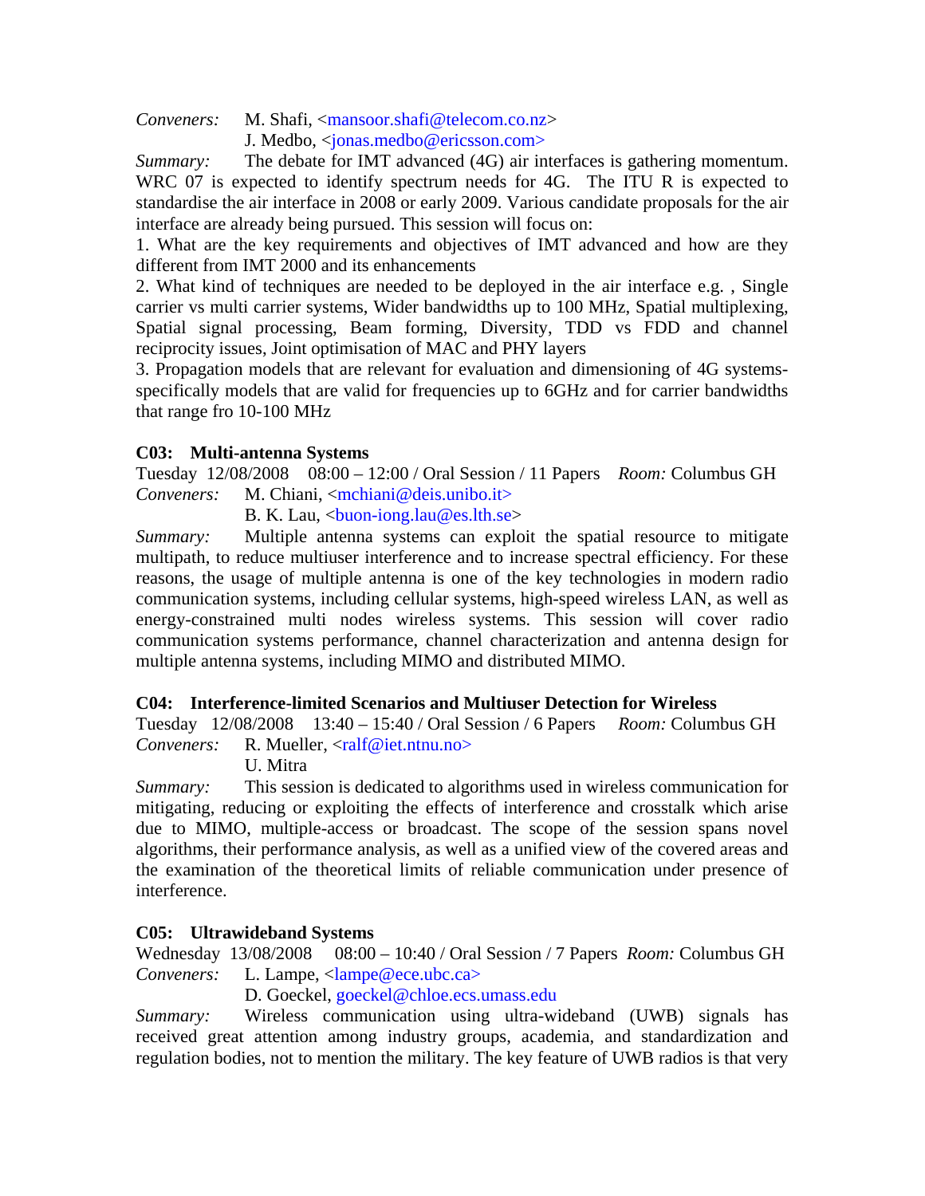*Conveners:* M. Shafi, <mansoor.shafi@telecom.co.nz>
J. Medbo, <jonas.medbo@ericsson.com>

*Summary:* The debate for IMT advanced (4G) air interfaces is gathering momentum. WRC 07 is expected to identify spectrum needs for 4G. The ITU R is expected to standardise the air interface in 2008 or early 2009. Various candidate proposals for the air interface are already being pursued. This session will focus on:

1. What are the key requirements and objectives of IMT advanced and how are they different from IMT 2000 and its enhancements
2. What kind of techniques are needed to be deployed in the air interface e.g. , Single carrier vs multi carrier systems, Wider bandwidths up to 100 MHz, Spatial multiplexing, Spatial signal processing, Beam forming, Diversity, TDD vs FDD and channel reciprocity issues, Joint optimisation of MAC and PHY layers
3. Propagation models that are relevant for evaluation and dimensioning of 4G systems- specifically models that are valid for frequencies up to 6GHz and for carrier bandwidths that range fro 10-100 MHz

### C03: Multi-antenna Systems

Tuesday 12/08/2008 08:00 – 12:00 / Oral Session / 11 Papers *Room:* Columbus GH
*Conveners:* M. Chiani, <mchiani@deis.unibo.it>
B. K. Lau, <buon-iong.lau@es.lth.se>

*Summary:* Multiple antenna systems can exploit the spatial resource to mitigate multipath, to reduce multiuser interference and to increase spectral efficiency. For these reasons, the usage of multiple antenna is one of the key technologies in modern radio communication systems, including cellular systems, high-speed wireless LAN, as well as energy-constrained multi nodes wireless systems. This session will cover radio communication systems performance, channel characterization and antenna design for multiple antenna systems, including MIMO and distributed MIMO.

### C04: Interference-limited Scenarios and Multiuser Detection for Wireless

Tuesday 12/08/2008 13:40 – 15:40 / Oral Session / 6 Papers *Room:* Columbus GH
*Conveners:* R. Mueller, <ralf@iet.ntnu.no>
U. Mitra

*Summary:* This session is dedicated to algorithms used in wireless communication for mitigating, reducing or exploiting the effects of interference and crosstalk which arise due to MIMO, multiple-access or broadcast. The scope of the session spans novel algorithms, their performance analysis, as well as a unified view of the covered areas and the examination of the theoretical limits of reliable communication under presence of interference.

### C05: Ultrawideband Systems

Wednesday 13/08/2008 08:00 – 10:40 / Oral Session / 7 Papers *Room:* Columbus GH
*Conveners:* L. Lampe, <lampe@ece.ubc.ca>
D. Goeckel, goeckel@chloe.ecs.umass.edu

*Summary:* Wireless communication using ultra-wideband (UWB) signals has received great attention among industry groups, academia, and standardization and regulation bodies, not to mention the military. The key feature of UWB radios is that very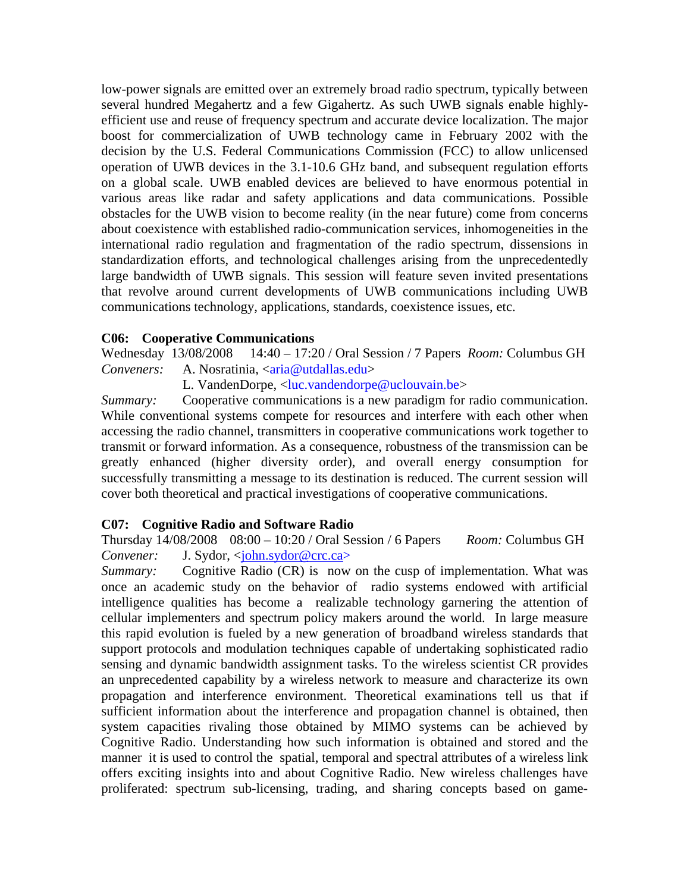low-power signals are emitted over an extremely broad radio spectrum, typically between several hundred Megahertz and a few Gigahertz. As such UWB signals enable highly-efficient use and reuse of frequency spectrum and accurate device localization. The major boost for commercialization of UWB technology came in February 2002 with the decision by the U.S. Federal Communications Commission (FCC) to allow unlicensed operation of UWB devices in the 3.1-10.6 GHz band, and subsequent regulation efforts on a global scale. UWB enabled devices are believed to have enormous potential in various areas like radar and safety applications and data communications. Possible obstacles for the UWB vision to become reality (in the near future) come from concerns about coexistence with established radio-communication services, inhomogeneities in the international radio regulation and fragmentation of the radio spectrum, dissensions in standardization efforts, and technological challenges arising from the unprecedentedly large bandwidth of UWB signals. This session will feature seven invited presentations that revolve around current developments of UWB communications including UWB communications technology, applications, standards, coexistence issues, etc.

**C06: Cooperative Communications**

Wednesday 13/08/2008 14:40 – 17:20 / Oral Session / 7 Papers *Room:* Columbus GH

*Conveners:* A. Nosratinia, <aria@utdallas.edu>

L. VandenDorpe, <luc.vandendorpe@uclouvain.be>

*Summary:* Cooperative communications is a new paradigm for radio communication. While conventional systems compete for resources and interfere with each other when accessing the radio channel, transmitters in cooperative communications work together to transmit or forward information. As a consequence, robustness of the transmission can be greatly enhanced (higher diversity order), and overall energy consumption for successfully transmitting a message to its destination is reduced. The current session will cover both theoretical and practical investigations of cooperative communications.

**C07: Cognitive Radio and Software Radio**

Thursday 14/08/2008 08:00 – 10:20 / Oral Session / 6 Papers *Room:* Columbus GH

*Convener:* J. Sydor, <john.sydor@crc.ca>

*Summary:* Cognitive Radio (CR) is now on the cusp of implementation. What was once an academic study on the behavior of radio systems endowed with artificial intelligence qualities has become a realizable technology garnering the attention of cellular implementers and spectrum policy makers around the world. In large measure this rapid evolution is fueled by a new generation of broadband wireless standards that support protocols and modulation techniques capable of undertaking sophisticated radio sensing and dynamic bandwidth assignment tasks. To the wireless scientist CR provides an unprecedented capability by a wireless network to measure and characterize its own propagation and interference environment. Theoretical examinations tell us that if sufficient information about the interference and propagation channel is obtained, then system capacities rivaling those obtained by MIMO systems can be achieved by Cognitive Radio. Understanding how such information is obtained and stored and the manner it is used to control the spatial, temporal and spectral attributes of a wireless link offers exciting insights into and about Cognitive Radio. New wireless challenges have proliferated: spectrum sub-licensing, trading, and sharing concepts based on game-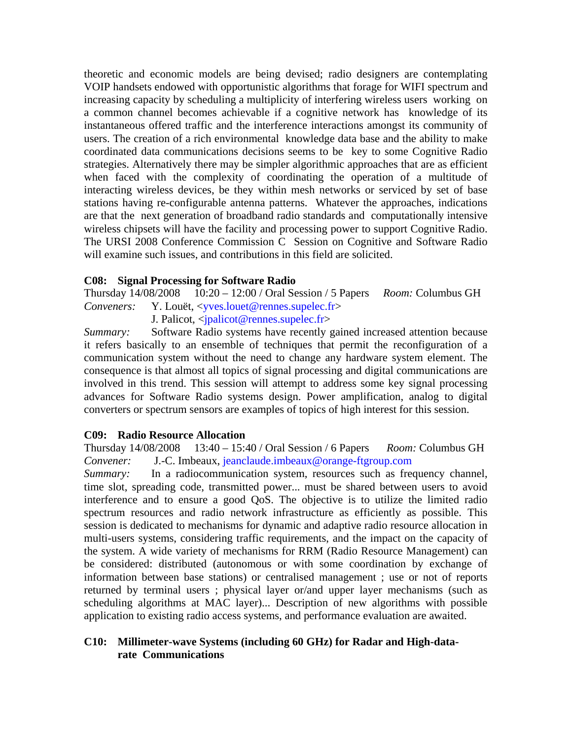theoretic and economic models are being devised; radio designers are contemplating VOIP handsets endowed with opportunistic algorithms that forage for WIFI spectrum and increasing capacity by scheduling a multiplicity of interfering wireless users working on a common channel becomes achievable if a cognitive network has knowledge of its instantaneous offered traffic and the interference interactions amongst its community of users. The creation of a rich environmental knowledge data base and the ability to make coordinated data communications decisions seems to be key to some Cognitive Radio strategies. Alternatively there may be simpler algorithmic approaches that are as efficient when faced with the complexity of coordinating the operation of a multitude of interacting wireless devices, be they within mesh networks or serviced by set of base stations having re-configurable antenna patterns. Whatever the approaches, indications are that the next generation of broadband radio standards and computationally intensive wireless chipsets will have the facility and processing power to support Cognitive Radio. The URSI 2008 Conference Commission C Session on Cognitive and Software Radio will examine such issues, and contributions in this field are solicited.

**C08: Signal Processing for Software Radio**

Thursday 14/08/2008 10:20 – 12:00 / Oral Session / 5 Papers *Room:* Columbus GH

*Conveners:* Y. Louët, <yves.louet@rennes.supelec.fr>
J. Palicot, <jpalicot@rennes.supelec.fr>

*Summary:* Software Radio systems have recently gained increased attention because it refers basically to an ensemble of techniques that permit the reconfiguration of a communication system without the need to change any hardware system element. The consequence is that almost all topics of signal processing and digital communications are involved in this trend. This session will attempt to address some key signal processing advances for Software Radio systems design. Power amplification, analog to digital converters or spectrum sensors are examples of topics of high interest for this session.

**C09: Radio Resource Allocation**

Thursday 14/08/2008 13:40 – 15:40 / Oral Session / 6 Papers *Room:* Columbus GH

*Convener:* J.-C. Imbeaux, jeanclaude.imbeaux@orange-ftgroup.com

*Summary:* In a radiocommunication system, resources such as frequency channel, time slot, spreading code, transmitted power... must be shared between users to avoid interference and to ensure a good QoS. The objective is to utilize the limited radio spectrum resources and radio network infrastructure as efficiently as possible. This session is dedicated to mechanisms for dynamic and adaptive radio resource allocation in multi-users systems, considering traffic requirements, and the impact on the capacity of the system. A wide variety of mechanisms for RRM (Radio Resource Management) can be considered: distributed (autonomous or with some coordination by exchange of information between base stations) or centralised management ; use or not of reports returned by terminal users ; physical layer or/and upper layer mechanisms (such as scheduling algorithms at MAC layer)... Description of new algorithms with possible application to existing radio access systems, and performance evaluation are awaited.

**C10: Millimeter-wave Systems (including 60 GHz) for Radar and High-data-rate Communications**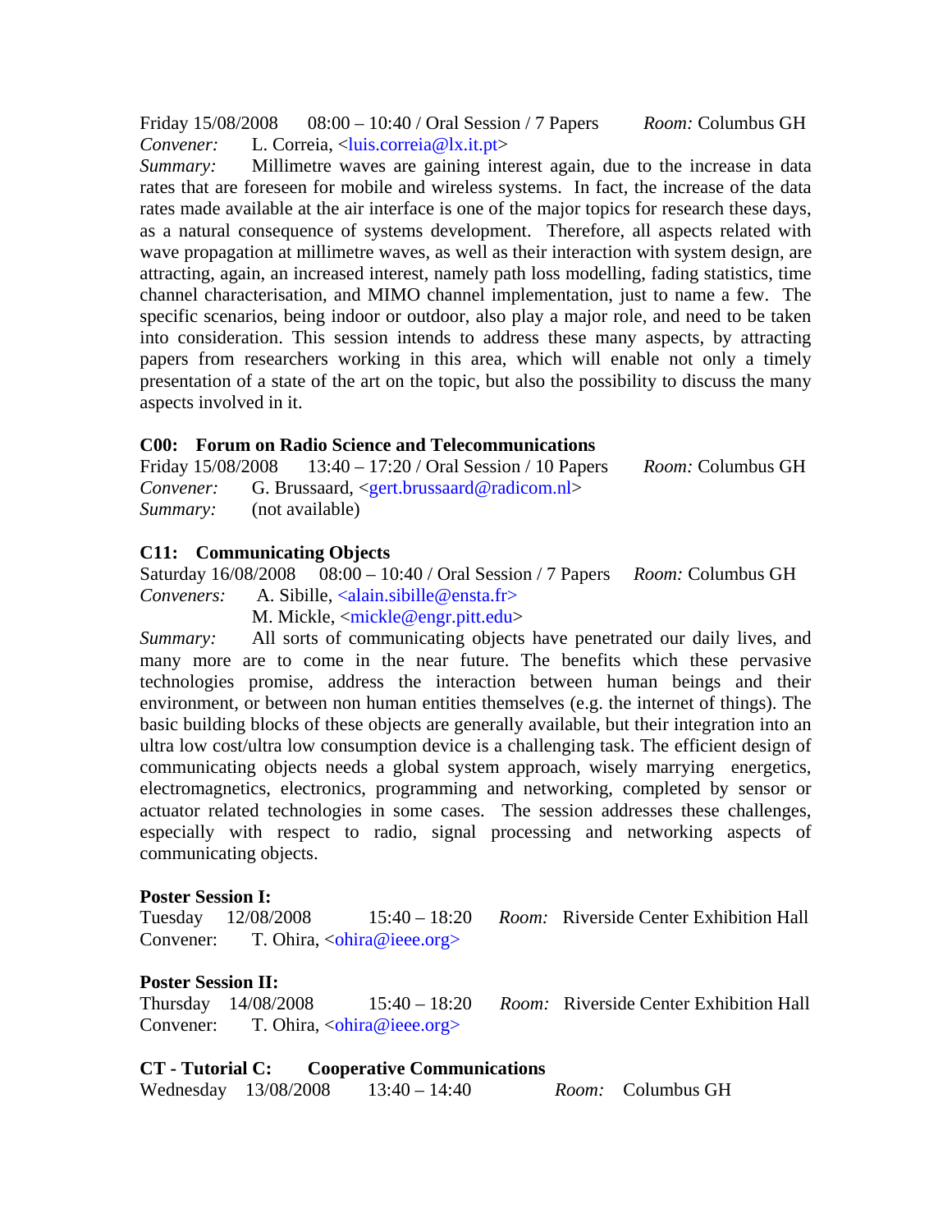Friday 15/08/2008 08:00 – 10:40 / Oral Session / 7 Papers *Room:* Columbus GH

*Convener:* L. Correia, <luis.correia@lx.it.pt>

*Summary:* Millimetre waves are gaining interest again, due to the increase in data rates that are foreseen for mobile and wireless systems. In fact, the increase of the data rates made available at the air interface is one of the major topics for research these days, as a natural consequence of systems development. Therefore, all aspects related with wave propagation at millimetre waves, as well as their interaction with system design, are attracting, again, an increased interest, namely path loss modelling, fading statistics, time channel characterisation, and MIMO channel implementation, just to name a few. The specific scenarios, being indoor or outdoor, also play a major role, and need to be taken into consideration. This session intends to address these many aspects, by attracting papers from researchers working in this area, which will enable not only a timely presentation of a state of the art on the topic, but also the possibility to discuss the many aspects involved in it.

**C00: Forum on Radio Science and Telecommunications**

Friday 15/08/2008 13:40 – 17:20 / Oral Session / 10 Papers *Room:* Columbus GH

*Convener:* G. Brussaard, <gert.brussaard@radicom.nl>

*Summary:* (not available)

**C11: Communicating Objects**

Saturday 16/08/2008 08:00 – 10:40 / Oral Session / 7 Papers *Room:* Columbus GH

*Conveners:* A. Sibille, <alain.sibille@ensta.fr>
M. Mickle, <mickle@engr.pitt.edu>

*Summary:* All sorts of communicating objects have penetrated our daily lives, and many more are to come in the near future. The benefits which these pervasive technologies promise, address the interaction between human beings and their environment, or between non human entities themselves (e.g. the internet of things). The basic building blocks of these objects are generally available, but their integration into an ultra low cost/ultra low consumption device is a challenging task. The efficient design of communicating objects needs a global system approach, wisely marrying energetics, electromagnetics, electronics, programming and networking, completed by sensor or actuator related technologies in some cases. The session addresses these challenges, especially with respect to radio, signal processing and networking aspects of communicating objects.

**Poster Session I:**

Tuesday 12/08/2008 15:40 – 18:20 *Room:* Riverside Center Exhibition Hall

Convener: T. Ohira, <ohira@ieee.org>

**Poster Session II:**

Thursday 14/08/2008 15:40 – 18:20 *Room:* Riverside Center Exhibition Hall

Convener: T. Ohira, <ohira@ieee.org>

**CT - Tutorial C: Cooperative Communications**

Wednesday 13/08/2008 13:40 – 14:40 *Room:* Columbus GH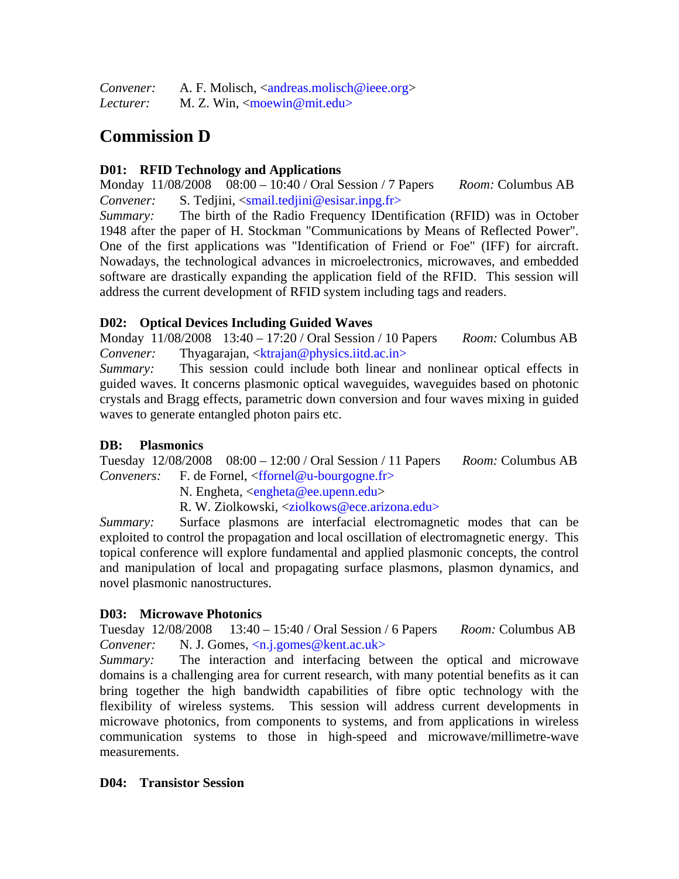*Convener:* A. F. Molisch, <andreas.molisch@ieee.org>
*Lecturer:* M. Z. Win, <moewin@mit.edu>

## Commission D

### D01: RFID Technology and Applications

Monday 11/08/2008 08:00 – 10:40 / Oral Session / 7 Papers *Room:* Columbus AB
*Convener:* S. Tedjini, <smail.tedjini@esisar.inpg.fr>
*Summary:* The birth of the Radio Frequency IDentification (RFID) was in October 1948 after the paper of H. Stockman "Communications by Means of Reflected Power". One of the first applications was "Identification of Friend or Foe" (IFF) for aircraft. Nowadays, the technological advances in microelectronics, microwaves, and embedded software are drastically expanding the application field of the RFID. This session will address the current development of RFID system including tags and readers.

### D02: Optical Devices Including Guided Waves

Monday 11/08/2008 13:40 – 17:20 / Oral Session / 10 Papers *Room:* Columbus AB
*Convener:* Thyagarajan, <ktrajan@physics.iitd.ac.in>
*Summary:* This session could include both linear and nonlinear optical effects in guided waves. It concerns plasmonic optical waveguides, waveguides based on photonic crystals and Bragg effects, parametric down conversion and four waves mixing in guided waves to generate entangled photon pairs etc.

### DB: Plasmonics

Tuesday 12/08/2008 08:00 – 12:00 / Oral Session / 11 Papers *Room:* Columbus AB
*Conveners:* F. de Fornel, <ffornel@u-bourgogne.fr>
N. Engheta, <engheta@ee.upenn.edu>
R. W. Ziolkowski, <ziolkows@ece.arizona.edu>
*Summary:* Surface plasmons are interfacial electromagnetic modes that can be exploited to control the propagation and local oscillation of electromagnetic energy. This topical conference will explore fundamental and applied plasmonic concepts, the control and manipulation of local and propagating surface plasmons, plasmon dynamics, and novel plasmonic nanostructures.

### D03: Microwave Photonics

Tuesday 12/08/2008 13:40 – 15:40 / Oral Session / 6 Papers *Room:* Columbus AB
*Convener:* N. J. Gomes, <n.j.gomes@kent.ac.uk>
*Summary:* The interaction and interfacing between the optical and microwave domains is a challenging area for current research, with many potential benefits as it can bring together the high bandwidth capabilities of fibre optic technology with the flexibility of wireless systems. This session will address current developments in microwave photonics, from components to systems, and from applications in wireless communication systems to those in high-speed and microwave/millimetre-wave measurements.

### D04: Transistor Session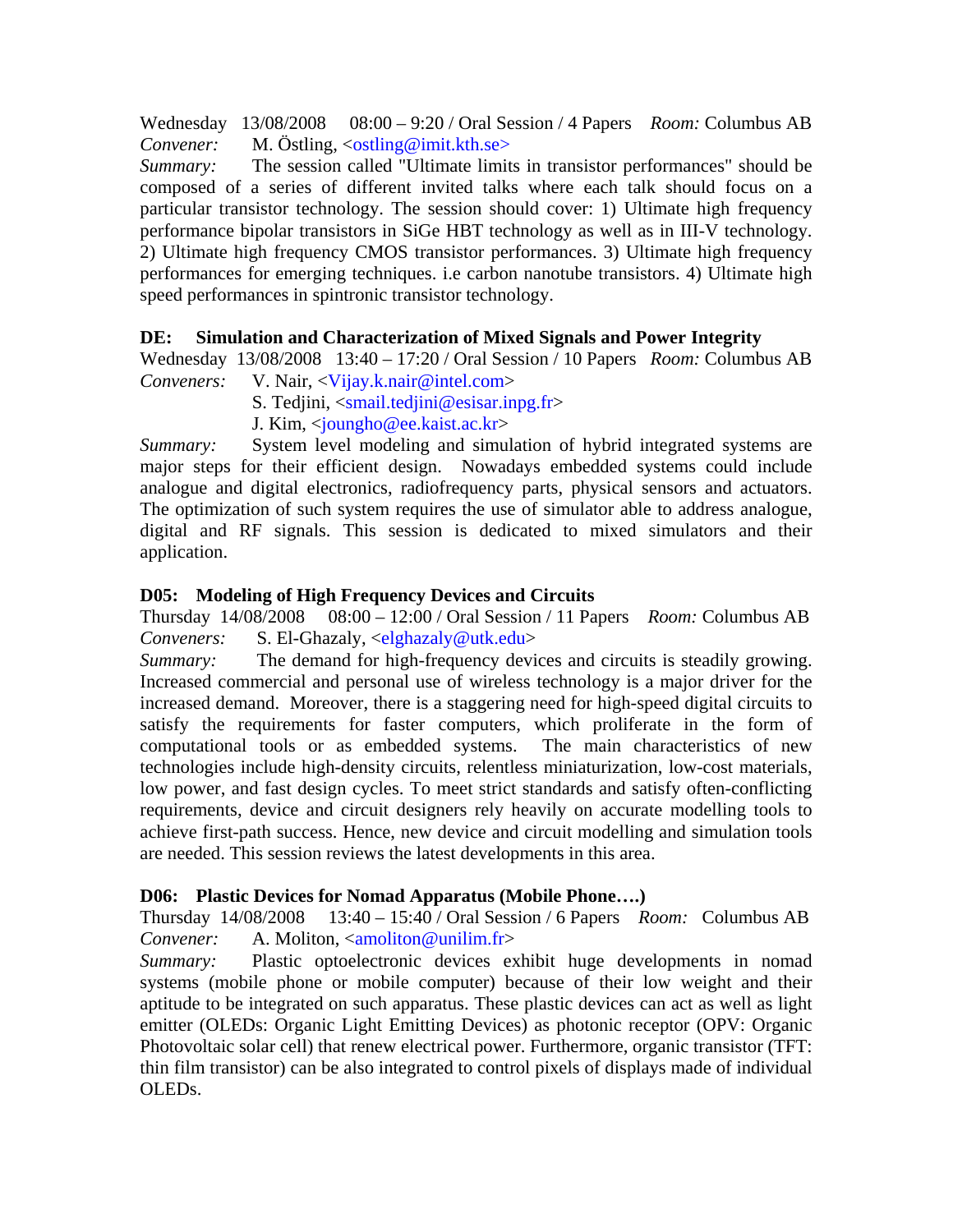Wednesday 13/08/2008 08:00 – 9:20 / Oral Session / 4 Papers *Room:* Columbus AB
*Convener:* M. Östling, <ostling@imit.kth.se>
*Summary:* The session called "Ultimate limits in transistor performances" should be composed of a series of different invited talks where each talk should focus on a particular transistor technology. The session should cover: 1) Ultimate high frequency performance bipolar transistors in SiGe HBT technology as well as in III-V technology. 2) Ultimate high frequency CMOS transistor performances. 3) Ultimate high frequency performances for emerging techniques. i.e carbon nanotube transistors. 4) Ultimate high speed performances in spintronic transistor technology.

**DE: Simulation and Characterization of Mixed Signals and Power Integrity**
Wednesday 13/08/2008 13:40 – 17:20 / Oral Session / 10 Papers *Room:* Columbus AB
*Conveners:* V. Nair, <Vijay.k.nair@intel.com>
S. Tedjini, <smail.tedjini@esisar.inpg.fr>
J. Kim, <joungho@ee.kaist.ac.kr>
*Summary:* System level modeling and simulation of hybrid integrated systems are major steps for their efficient design. Nowadays embedded systems could include analogue and digital electronics, radiofrequency parts, physical sensors and actuators. The optimization of such system requires the use of simulator able to address analogue, digital and RF signals. This session is dedicated to mixed simulators and their application.

**D05: Modeling of High Frequency Devices and Circuits**
Thursday 14/08/2008 08:00 – 12:00 / Oral Session / 11 Papers *Room:* Columbus AB
*Conveners:* S. El-Ghazaly, <elghazaly@utk.edu>
*Summary:* The demand for high-frequency devices and circuits is steadily growing. Increased commercial and personal use of wireless technology is a major driver for the increased demand. Moreover, there is a staggering need for high-speed digital circuits to satisfy the requirements for faster computers, which proliferate in the form of computational tools or as embedded systems. The main characteristics of new technologies include high-density circuits, relentless miniaturization, low-cost materials, low power, and fast design cycles. To meet strict standards and satisfy often-conflicting requirements, device and circuit designers rely heavily on accurate modelling tools to achieve first-path success. Hence, new device and circuit modelling and simulation tools are needed. This session reviews the latest developments in this area.

**D06: Plastic Devices for Nomad Apparatus (Mobile Phone….)**
Thursday 14/08/2008 13:40 – 15:40 / Oral Session / 6 Papers *Room:* Columbus AB
*Convener:* A. Moliton, <amoliton@unilim.fr>
*Summary:* Plastic optoelectronic devices exhibit huge developments in nomad systems (mobile phone or mobile computer) because of their low weight and their aptitude to be integrated on such apparatus. These plastic devices can act as well as light emitter (OLEDs: Organic Light Emitting Devices) as photonic receptor (OPV: Organic Photovoltaic solar cell) that renew electrical power. Furthermore, organic transistor (TFT: thin film transistor) can be also integrated to control pixels of displays made of individual OLEDs.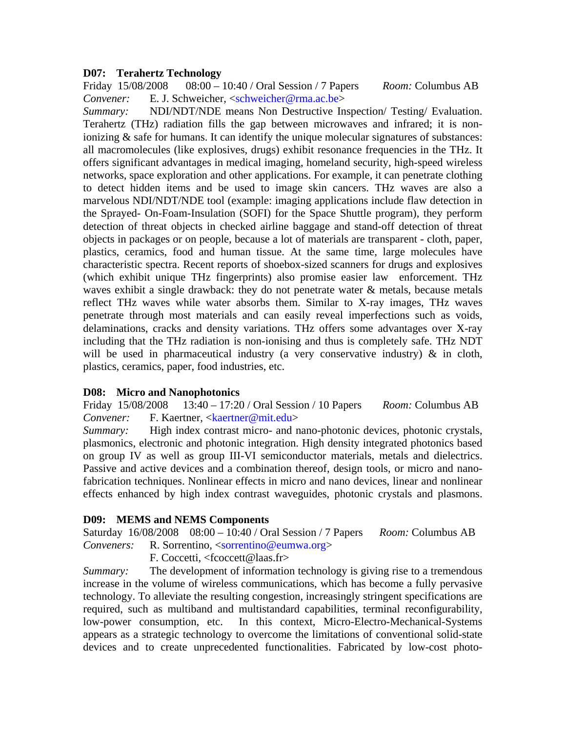### D07: Terahertz Technology

Friday 15/08/2008 08:00 – 10:40 / Oral Session / 7 Papers *Room:* Columbus AB

*Convener:* E. J. Schweicher, <schweicher@rma.ac.be>

*Summary:* NDI/NDT/NDE means Non Destructive Inspection/ Testing/ Evaluation. Terahertz (THz) radiation fills the gap between microwaves and infrared; it is non-ionizing & safe for humans. It can identify the unique molecular signatures of substances: all macromolecules (like explosives, drugs) exhibit resonance frequencies in the THz. It offers significant advantages in medical imaging, homeland security, high-speed wireless networks, space exploration and other applications. For example, it can penetrate clothing to detect hidden items and be used to image skin cancers. THz waves are also a marvelous NDI/NDT/NDE tool (example: imaging applications include flaw detection in the Sprayed- On-Foam-Insulation (SOFI) for the Space Shuttle program), they perform detection of threat objects in checked airline baggage and stand-off detection of threat objects in packages or on people, because a lot of materials are transparent - cloth, paper, plastics, ceramics, food and human tissue. At the same time, large molecules have characteristic spectra. Recent reports of shoebox-sized scanners for drugs and explosives (which exhibit unique THz fingerprints) also promise easier law enforcement. THz waves exhibit a single drawback: they do not penetrate water & metals, because metals reflect THz waves while water absorbs them. Similar to X-ray images, THz waves penetrate through most materials and can easily reveal imperfections such as voids, delaminations, cracks and density variations. THz offers some advantages over X-ray including that the THz radiation is non-ionising and thus is completely safe. THz NDT will be used in pharmaceutical industry (a very conservative industry) & in cloth, plastics, ceramics, paper, food industries, etc.

### D08: Micro and Nanophotonics

Friday 15/08/2008 13:40 – 17:20 / Oral Session / 10 Papers *Room:* Columbus AB

*Convener:* F. Kaertner, <kaertner@mit.edu>

*Summary:* High index contrast micro- and nano-photonic devices, photonic crystals, plasmonics, electronic and photonic integration. High density integrated photonics based on group IV as well as group III-VI semiconductor materials, metals and dielectrics. Passive and active devices and a combination thereof, design tools, or micro and nano-fabrication techniques. Nonlinear effects in micro and nano devices, linear and nonlinear effects enhanced by high index contrast waveguides, photonic crystals and plasmons.

### D09: MEMS and NEMS Components

Saturday 16/08/2008 08:00 – 10:40 / Oral Session / 7 Papers *Room:* Columbus AB

*Conveners:* R. Sorrentino, <sorrentino@eumwa.org>
F. Coccetti, <fcoccett@laas.fr>

*Summary:* The development of information technology is giving rise to a tremendous increase in the volume of wireless communications, which has become a fully pervasive technology. To alleviate the resulting congestion, increasingly stringent specifications are required, such as multiband and multistandard capabilities, terminal reconfigurability, low-power consumption, etc. In this context, Micro-Electro-Mechanical-Systems appears as a strategic technology to overcome the limitations of conventional solid-state devices and to create unprecedented functionalities. Fabricated by low-cost photo-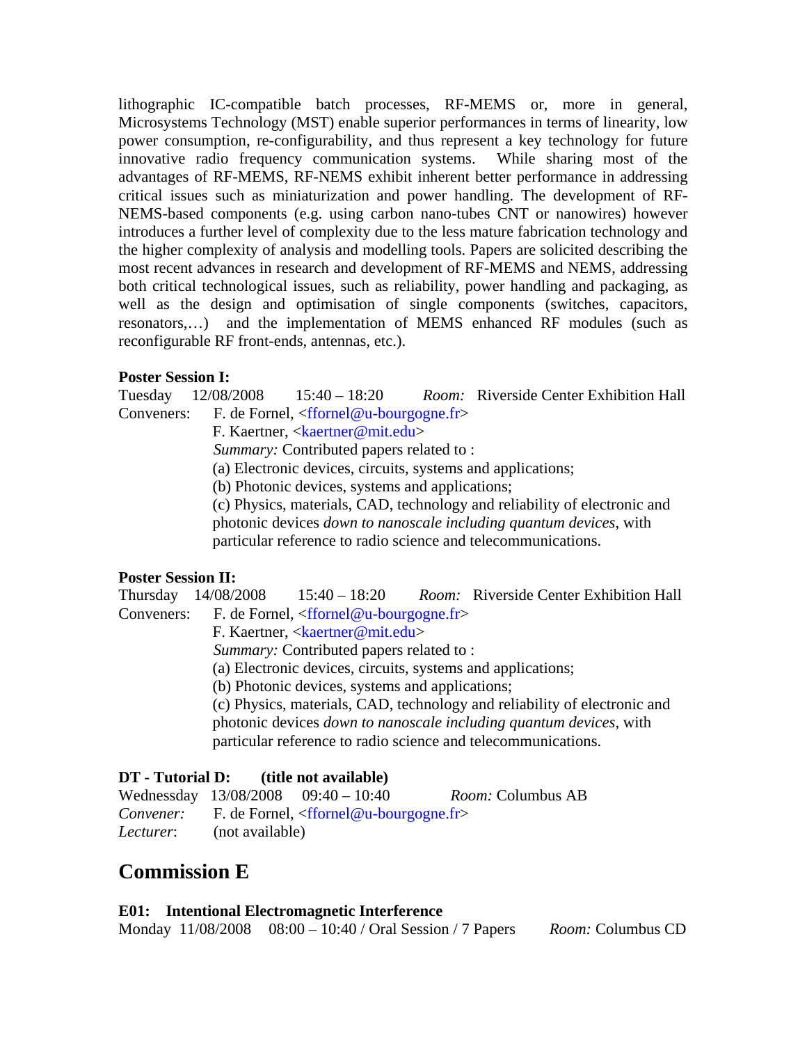lithographic IC-compatible batch processes, RF-MEMS or, more in general, Microsystems Technology (MST) enable superior performances in terms of linearity, low power consumption, re-configurability, and thus represent a key technology for future innovative radio frequency communication systems. While sharing most of the advantages of RF-MEMS, RF-NEMS exhibit inherent better performance in addressing critical issues such as miniaturization and power handling. The development of RF-NEMS-based components (e.g. using carbon nano-tubes CNT or nanowires) however introduces a further level of complexity due to the less mature fabrication technology and the higher complexity of analysis and modelling tools. Papers are solicited describing the most recent advances in research and development of RF-MEMS and NEMS, addressing both critical technological issues, such as reliability, power handling and packaging, as well as the design and optimisation of single components (switches, capacitors, resonators,…) and the implementation of MEMS enhanced RF modules (such as reconfigurable RF front-ends, antennas, etc.).

**Poster Session I:**

Tuesday 12/08/2008 15:40 – 18:20 *Room:* Riverside Center Exhibition Hall

Conveners: F. de Fornel, <ffornel@u-bourgogne.fr>
F. Kaertner, <kaertner@mit.edu>

*Summary:* Contributed papers related to :

(a) Electronic devices, circuits, systems and applications;
(b) Photonic devices, systems and applications;
(c) Physics, materials, CAD, technology and reliability of electronic and photonic devices *down to nanoscale including quantum devices*, with particular reference to radio science and telecommunications.

**Poster Session II:**

Thursday 14/08/2008 15:40 – 18:20 *Room:* Riverside Center Exhibition Hall

Conveners: F. de Fornel, <ffornel@u-bourgogne.fr>
F. Kaertner, <kaertner@mit.edu>

*Summary:* Contributed papers related to :

(a) Electronic devices, circuits, systems and applications;
(b) Photonic devices, systems and applications;
(c) Physics, materials, CAD, technology and reliability of electronic and photonic devices *down to nanoscale including quantum devices*, with particular reference to radio science and telecommunications.

**DT - Tutorial D: (title not available)**

Wednessday 13/08/2008 09:40 – 10:40 *Room:* Columbus AB

*Convener:* F. de Fornel, <ffornel@u-bourgogne.fr>

*Lecturer*: (not available)

## Commission E

**E01: Intentional Electromagnetic Interference**

Monday 11/08/2008 08:00 – 10:40 / Oral Session / 7 Papers *Room:* Columbus CD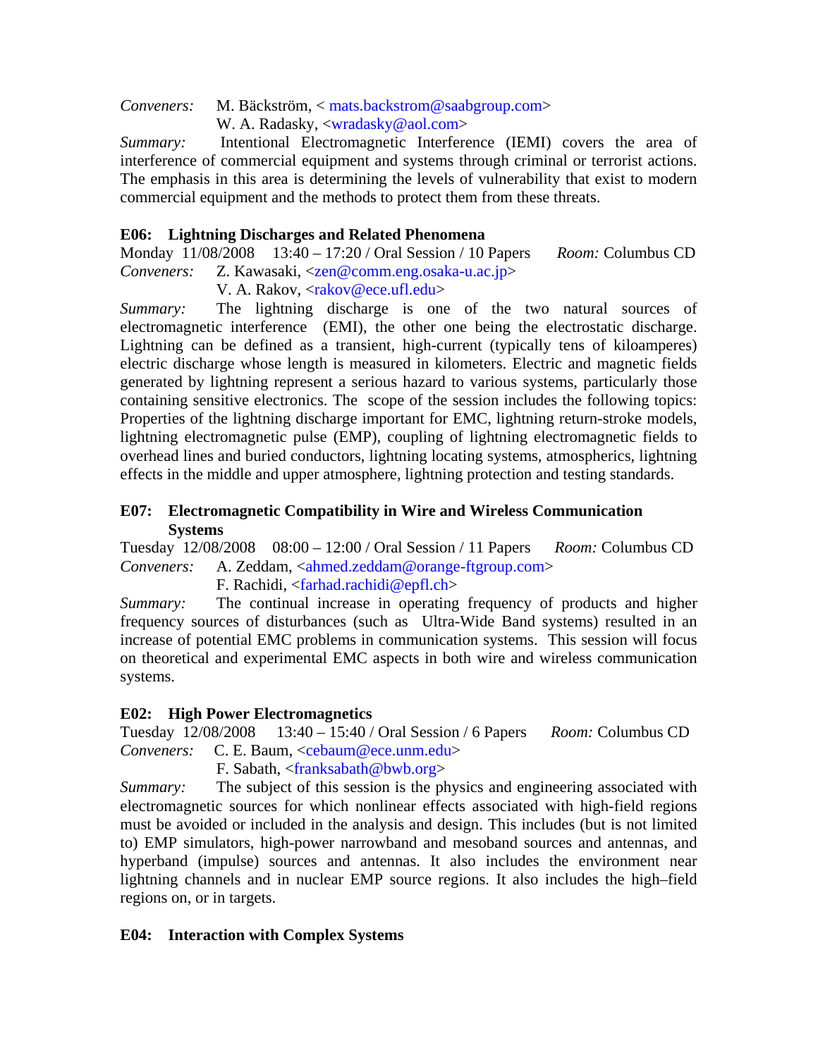*Conveners:* M. Bäckström, < mats.backstrom@saabgroup.com>
W. A. Radasky, <wradasky@aol.com>

*Summary:* Intentional Electromagnetic Interference (IEMI) covers the area of interference of commercial equipment and systems through criminal or terrorist actions. The emphasis in this area is determining the levels of vulnerability that exist to modern commercial equipment and the methods to protect them from these threats.

### E06: Lightning Discharges and Related Phenomena

Monday 11/08/2008 13:40 – 17:20 / Oral Session / 10 Papers *Room:* Columbus CD

*Conveners:* Z. Kawasaki, <zen@comm.eng.osaka-u.ac.jp>
V. A. Rakov, <rakov@ece.ufl.edu>

*Summary:* The lightning discharge is one of the two natural sources of electromagnetic interference (EMI), the other one being the electrostatic discharge. Lightning can be defined as a transient, high-current (typically tens of kiloamperes) electric discharge whose length is measured in kilometers. Electric and magnetic fields generated by lightning represent a serious hazard to various systems, particularly those containing sensitive electronics. The scope of the session includes the following topics: Properties of the lightning discharge important for EMC, lightning return-stroke models, lightning electromagnetic pulse (EMP), coupling of lightning electromagnetic fields to overhead lines and buried conductors, lightning locating systems, atmospherics, lightning effects in the middle and upper atmosphere, lightning protection and testing standards.

### E07: Electromagnetic Compatibility in Wire and Wireless Communication Systems

Tuesday 12/08/2008 08:00 – 12:00 / Oral Session / 11 Papers *Room:* Columbus CD

*Conveners:* A. Zeddam, <ahmed.zeddam@orange-ftgroup.com>
F. Rachidi, <farhad.rachidi@epfl.ch>

*Summary:* The continual increase in operating frequency of products and higher frequency sources of disturbances (such as Ultra-Wide Band systems) resulted in an increase of potential EMC problems in communication systems. This session will focus on theoretical and experimental EMC aspects in both wire and wireless communication systems.

### E02: High Power Electromagnetics

Tuesday 12/08/2008 13:40 – 15:40 / Oral Session / 6 Papers *Room:* Columbus CD

*Conveners:* C. E. Baum, <cebaum@ece.unm.edu>
F. Sabath, <franksabath@bwb.org>

*Summary:* The subject of this session is the physics and engineering associated with electromagnetic sources for which nonlinear effects associated with high-field regions must be avoided or included in the analysis and design. This includes (but is not limited to) EMP simulators, high-power narrowband and mesoband sources and antennas, and hyperband (impulse) sources and antennas. It also includes the environment near lightning channels and in nuclear EMP source regions. It also includes the high–field regions on, or in targets.

### E04: Interaction with Complex Systems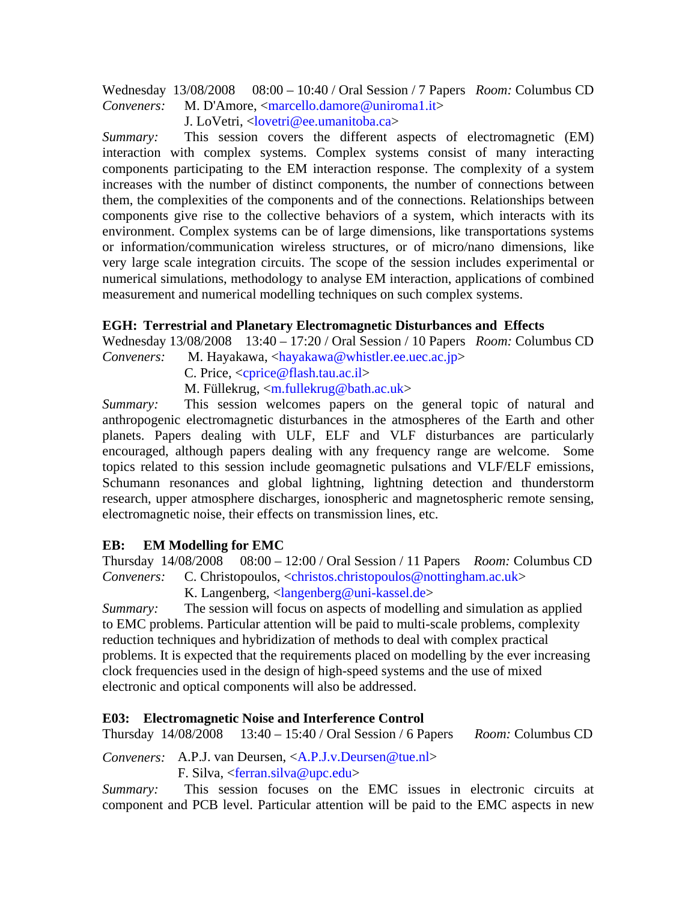Wednesday 13/08/2008 08:00 – 10:40 / Oral Session / 7 Papers *Room:* Columbus CD

*Conveners:* M. D'Amore, <marcello.damore@uniroma1.it>
J. LoVetri, <lovetri@ee.umanitoba.ca>

*Summary:* This session covers the different aspects of electromagnetic (EM) interaction with complex systems. Complex systems consist of many interacting components participating to the EM interaction response. The complexity of a system increases with the number of distinct components, the number of connections between them, the complexities of the components and of the connections. Relationships between components give rise to the collective behaviors of a system, which interacts with its environment. Complex systems can be of large dimensions, like transportations systems or information/communication wireless structures, or of micro/nano dimensions, like very large scale integration circuits. The scope of the session includes experimental or numerical simulations, methodology to analyse EM interaction, applications of combined measurement and numerical modelling techniques on such complex systems.

**EGH: Terrestrial and Planetary Electromagnetic Disturbances and Effects**

Wednesday 13/08/2008 13:40 – 17:20 / Oral Session / 10 Papers *Room:* Columbus CD

*Conveners:* M. Hayakawa, <hayakawa@whistler.ee.uec.ac.jp>
C. Price, <cprice@flash.tau.ac.il>
M. Füllekrug, <m.fullekrug@bath.ac.uk>

*Summary:* This session welcomes papers on the general topic of natural and anthropogenic electromagnetic disturbances in the atmospheres of the Earth and other planets. Papers dealing with ULF, ELF and VLF disturbances are particularly encouraged, although papers dealing with any frequency range are welcome. Some topics related to this session include geomagnetic pulsations and VLF/ELF emissions, Schumann resonances and global lightning, lightning detection and thunderstorm research, upper atmosphere discharges, ionospheric and magnetospheric remote sensing, electromagnetic noise, their effects on transmission lines, etc.

**EB: EM Modelling for EMC**

Thursday 14/08/2008 08:00 – 12:00 / Oral Session / 11 Papers *Room:* Columbus CD

*Conveners:* C. Christopoulos, <christos.christopoulos@nottingham.ac.uk>
K. Langenberg, <langenberg@uni-kassel.de>

*Summary:* The session will focus on aspects of modelling and simulation as applied to EMC problems. Particular attention will be paid to multi-scale problems, complexity reduction techniques and hybridization of methods to deal with complex practical problems. It is expected that the requirements placed on modelling by the ever increasing clock frequencies used in the design of high-speed systems and the use of mixed electronic and optical components will also be addressed.

**E03: Electromagnetic Noise and Interference Control**

Thursday 14/08/2008 13:40 – 15:40 / Oral Session / 6 Papers *Room:* Columbus CD

*Conveners:* A.P.J. van Deursen, <A.P.J.v.Deursen@tue.nl>
F. Silva, <ferran.silva@upc.edu>

*Summary:* This session focuses on the EMC issues in electronic circuits at component and PCB level. Particular attention will be paid to the EMC aspects in new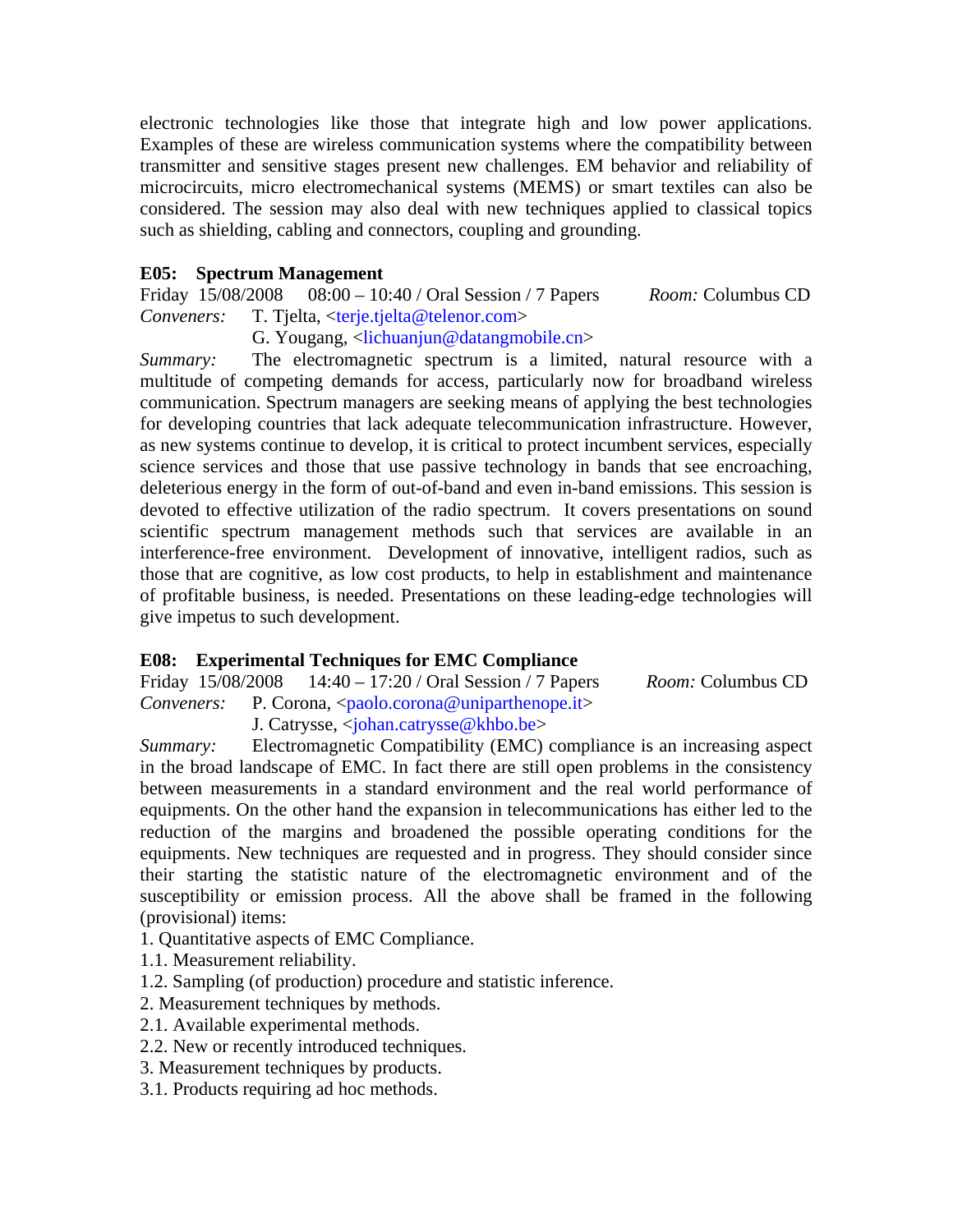electronic technologies like those that integrate high and low power applications. Examples of these are wireless communication systems where the compatibility between transmitter and sensitive stages present new challenges. EM behavior and reliability of microcircuits, micro electromechanical systems (MEMS) or smart textiles can also be considered. The session may also deal with new techniques applied to classical topics such as shielding, cabling and connectors, coupling and grounding.

**E05: Spectrum Management**

Friday 15/08/2008 08:00 – 10:40 / Oral Session / 7 Papers *Room:* Columbus CD

*Conveners:* T. Tjelta, <terje.tjelta@telenor.com>
G. Yougang, <lichuanjun@datangmobile.cn>

*Summary:* The electromagnetic spectrum is a limited, natural resource with a multitude of competing demands for access, particularly now for broadband wireless communication. Spectrum managers are seeking means of applying the best technologies for developing countries that lack adequate telecommunication infrastructure. However, as new systems continue to develop, it is critical to protect incumbent services, especially science services and those that use passive technology in bands that see encroaching, deleterious energy in the form of out-of-band and even in-band emissions. This session is devoted to effective utilization of the radio spectrum. It covers presentations on sound scientific spectrum management methods such that services are available in an interference-free environment. Development of innovative, intelligent radios, such as those that are cognitive, as low cost products, to help in establishment and maintenance of profitable business, is needed. Presentations on these leading-edge technologies will give impetus to such development.

**E08: Experimental Techniques for EMC Compliance**

Friday 15/08/2008 14:40 – 17:20 / Oral Session / 7 Papers *Room:* Columbus CD

*Conveners:* P. Corona, <paolo.corona@uniparthenope.it>
J. Catrysse, <johan.catrysse@khbo.be>

*Summary:* Electromagnetic Compatibility (EMC) compliance is an increasing aspect in the broad landscape of EMC. In fact there are still open problems in the consistency between measurements in a standard environment and the real world performance of equipments. On the other hand the expansion in telecommunications has either led to the reduction of the margins and broadened the possible operating conditions for the equipments. New techniques are requested and in progress. They should consider since their starting the statistic nature of the electromagnetic environment and of the susceptibility or emission process. All the above shall be framed in the following (provisional) items:

1. Quantitative aspects of EMC Compliance.
1.1. Measurement reliability.
1.2. Sampling (of production) procedure and statistic inference.
2. Measurement techniques by methods.
2.1. Available experimental methods.
2.2. New or recently introduced techniques.
3. Measurement techniques by products.
3.1. Products requiring ad hoc methods.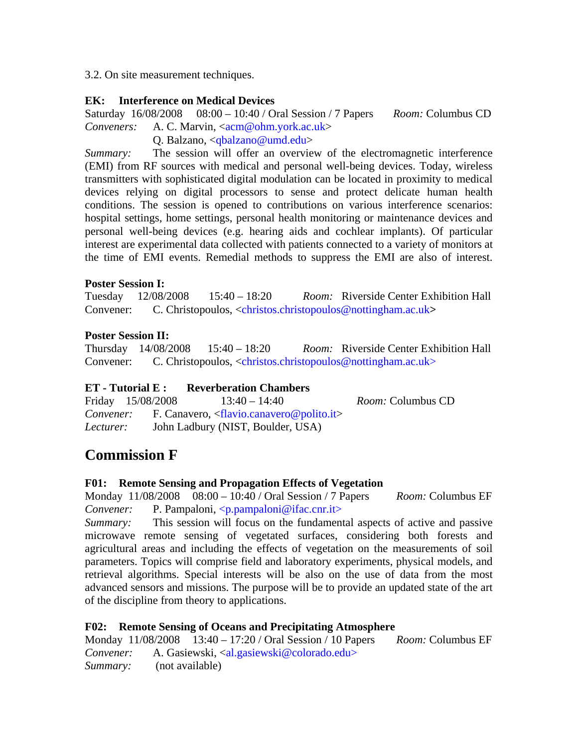3.2. On site measurement techniques.

**EK: Interference on Medical Devices**
Saturday 16/08/2008 08:00 – 10:40 / Oral Session / 7 Papers *Room:* Columbus CD
*Conveners:* A. C. Marvin, <acm@ohm.york.ac.uk>
Q. Balzano, <qbalzano@umd.edu>
*Summary:* The session will offer an overview of the electromagnetic interference (EMI) from RF sources with medical and personal well-being devices. Today, wireless transmitters with sophisticated digital modulation can be located in proximity to medical devices relying on digital processors to sense and protect delicate human health conditions. The session is opened to contributions on various interference scenarios: hospital settings, home settings, personal health monitoring or maintenance devices and personal well-being devices (e.g. hearing aids and cochlear implants). Of particular interest are experimental data collected with patients connected to a variety of monitors at the time of EMI events. Remedial methods to suppress the EMI are also of interest.

**Poster Session I:**
Tuesday 12/08/2008 15:40 – 18:20 *Room:* Riverside Center Exhibition Hall
Convener: C. Christopoulos, <christos.christopoulos@nottingham.ac.uk>

**Poster Session II:**
Thursday 14/08/2008 15:40 – 18:20 *Room:* Riverside Center Exhibition Hall
Convener: C. Christopoulos, <christos.christopoulos@nottingham.ac.uk>

**ET - Tutorial E : Reverberation Chambers**
Friday 15/08/2008 13:40 – 14:40 *Room:* Columbus CD
*Convener:* F. Canavero, <flavio.canavero@polito.it>
*Lecturer:* John Ladbury (NIST, Boulder, USA)

## Commission F

**F01: Remote Sensing and Propagation Effects of Vegetation**
Monday 11/08/2008 08:00 – 10:40 / Oral Session / 7 Papers *Room:* Columbus EF
*Convener:* P. Pampaloni, <p.pampaloni@ifac.cnr.it>
*Summary:* This session will focus on the fundamental aspects of active and passive microwave remote sensing of vegetated surfaces, considering both forests and agricultural areas and including the effects of vegetation on the measurements of soil parameters. Topics will comprise field and laboratory experiments, physical models, and retrieval algorithms. Special interests will be also on the use of data from the most advanced sensors and missions. The purpose will be to provide an updated state of the art of the discipline from theory to applications.

**F02: Remote Sensing of Oceans and Precipitating Atmosphere**
Monday 11/08/2008 13:40 – 17:20 / Oral Session / 10 Papers *Room:* Columbus EF
*Convener:* A. Gasiewski, <al.gasiewski@colorado.edu>
*Summary:* (not available)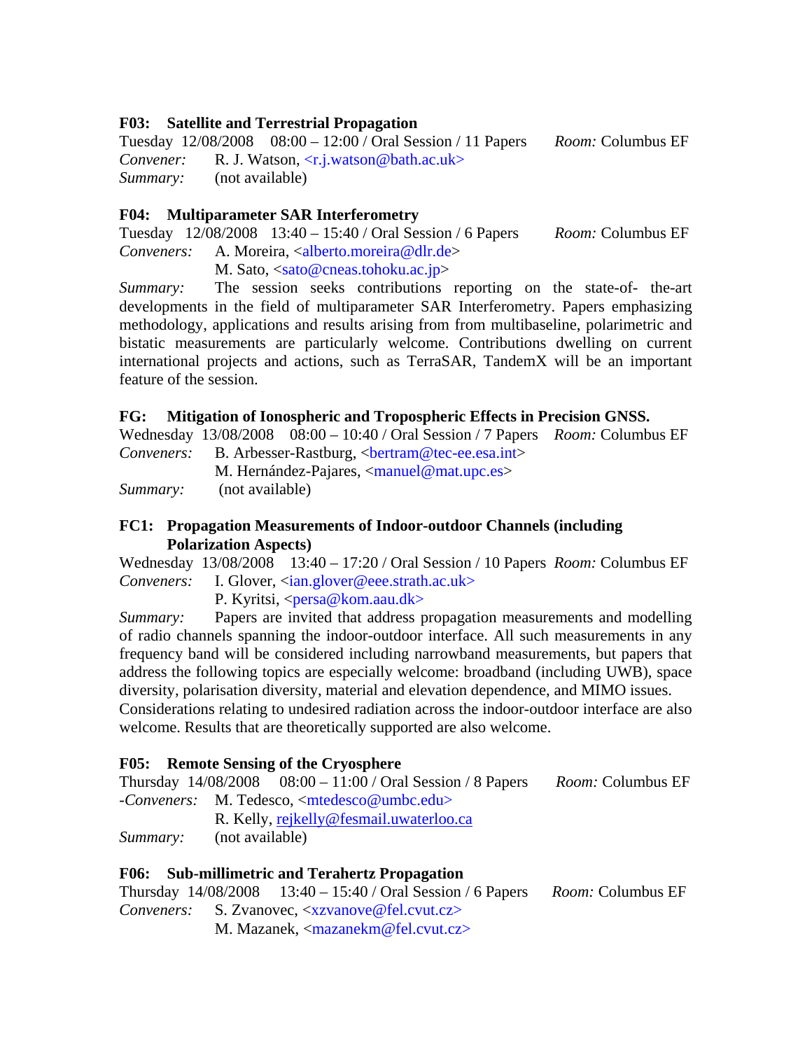### F03: Satellite and Terrestrial Propagation

Tuesday 12/08/2008 08:00 – 12:00 / Oral Session / 11 Papers *Room:* Columbus EF
*Convener:* R. J. Watson, <r.j.watson@bath.ac.uk>
*Summary:* (not available)

### F04: Multiparameter SAR Interferometry

Tuesday 12/08/2008 13:40 – 15:40 / Oral Session / 6 Papers *Room:* Columbus EF
*Conveners:* A. Moreira, <alberto.moreira@dlr.de>
M. Sato, <sato@cneas.tohoku.ac.jp>
*Summary:* The session seeks contributions reporting on the state-of- the-art developments in the field of multiparameter SAR Interferometry. Papers emphasizing methodology, applications and results arising from from multibaseline, polarimetric and bistatic measurements are particularly welcome. Contributions dwelling on current international projects and actions, such as TerraSAR, TandemX will be an important feature of the session.

### FG: Mitigation of Ionospheric and Tropospheric Effects in Precision GNSS.

Wednesday 13/08/2008 08:00 – 10:40 / Oral Session / 7 Papers *Room:* Columbus EF
*Conveners:* B. Arbesser-Rastburg, <bertram@tec-ee.esa.int>
M. Hernández-Pajares, <manuel@mat.upc.es>
*Summary:* (not available)

### FC1: Propagation Measurements of Indoor-outdoor Channels (including Polarization Aspects)

Wednesday 13/08/2008 13:40 – 17:20 / Oral Session / 10 Papers *Room:* Columbus EF
*Conveners:* I. Glover, <ian.glover@eee.strath.ac.uk>
P. Kyritsi, <persa@kom.aau.dk>
*Summary:* Papers are invited that address propagation measurements and modelling of radio channels spanning the indoor-outdoor interface. All such measurements in any frequency band will be considered including narrowband measurements, but papers that address the following topics are especially welcome: broadband (including UWB), space diversity, polarisation diversity, material and elevation dependence, and MIMO issues. Considerations relating to undesired radiation across the indoor-outdoor interface are also welcome. Results that are theoretically supported are also welcome.

### F05: Remote Sensing of the Cryosphere

Thursday 14/08/2008 08:00 – 11:00 / Oral Session / 8 Papers *Room:* Columbus EF
-*Conveners:* M. Tedesco, <mtedesco@umbc.edu>
R. Kelly, rejkelly@fesmail.uwaterloo.ca
*Summary:* (not available)

### F06: Sub-millimetric and Terahertz Propagation

Thursday 14/08/2008 13:40 – 15:40 / Oral Session / 6 Papers *Room:* Columbus EF
*Conveners:* S. Zvanovec, <xzvanove@fel.cvut.cz>
M. Mazanek, <mazanekm@fel.cvut.cz>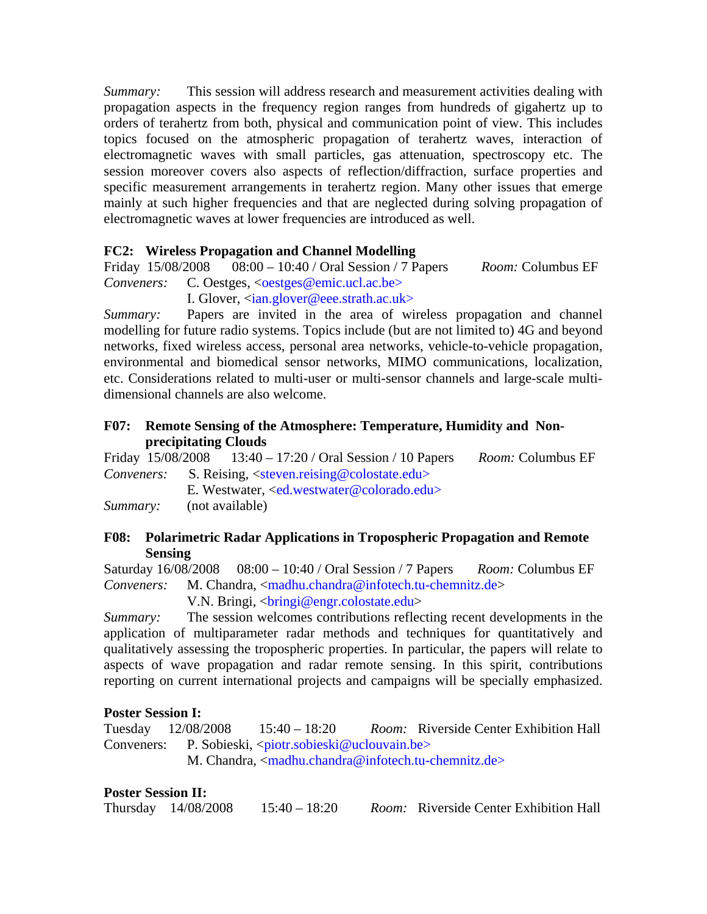*Summary:* This session will address research and measurement activities dealing with propagation aspects in the frequency region ranges from hundreds of gigahertz up to orders of terahertz from both, physical and communication point of view. This includes topics focused on the atmospheric propagation of terahertz waves, interaction of electromagnetic waves with small particles, gas attenuation, spectroscopy etc. The session moreover covers also aspects of reflection/diffraction, surface properties and specific measurement arrangements in terahertz region. Many other issues that emerge mainly at such higher frequencies and that are neglected during solving propagation of electromagnetic waves at lower frequencies are introduced as well.

**FC2: Wireless Propagation and Channel Modelling**

Friday 15/08/2008 08:00 – 10:40 / Oral Session / 7 Papers *Room:* Columbus EF

*Conveners:* C. Oestges, <oestges@emic.ucl.ac.be>
I. Glover, <ian.glover@eee.strath.ac.uk>

*Summary:* Papers are invited in the area of wireless propagation and channel modelling for future radio systems. Topics include (but are not limited to) 4G and beyond networks, fixed wireless access, personal area networks, vehicle-to-vehicle propagation, environmental and biomedical sensor networks, MIMO communications, localization, etc. Considerations related to multi-user or multi-sensor channels and large-scale multi-dimensional channels are also welcome.

**F07: Remote Sensing of the Atmosphere: Temperature, Humidity and Non-precipitating Clouds**

Friday 15/08/2008 13:40 – 17:20 / Oral Session / 10 Papers *Room:* Columbus EF

*Conveners:* S. Reising, <steven.reising@colostate.edu>
E. Westwater, <ed.westwater@colorado.edu>

*Summary:* (not available)

**F08: Polarimetric Radar Applications in Tropospheric Propagation and Remote Sensing**

Saturday 16/08/2008 08:00 – 10:40 / Oral Session / 7 Papers *Room:* Columbus EF

*Conveners:* M. Chandra, <madhu.chandra@infotech.tu-chemnitz.de>
V.N. Bringi, <bringi@engr.colostate.edu>

*Summary:* The session welcomes contributions reflecting recent developments in the application of multiparameter radar methods and techniques for quantitatively and qualitatively assessing the tropospheric properties. In particular, the papers will relate to aspects of wave propagation and radar remote sensing. In this spirit, contributions reporting on current international projects and campaigns will be specially emphasized.

**Poster Session I:**

Tuesday 12/08/2008 15:40 – 18:20 *Room:* Riverside Center Exhibition Hall

Conveners: P. Sobieski, <piotr.sobieski@uclouvain.be>
M. Chandra, <madhu.chandra@infotech.tu-chemnitz.de>

**Poster Session II:**

Thursday 14/08/2008 15:40 – 18:20 *Room:* Riverside Center Exhibition Hall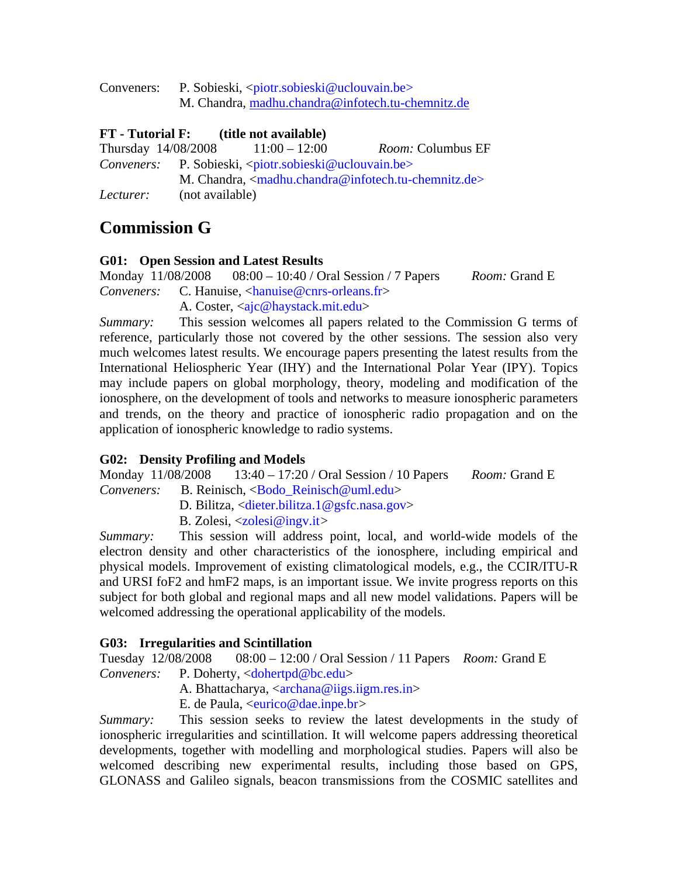Conveners: P. Sobieski, <piotr.sobieski@uclouvain.be>
M. Chandra, madhu.chandra@infotech.tu-chemnitz.de

**FT - Tutorial F: (title not available)**
Thursday 14/08/2008 11:00 – 12:00 *Room:* Columbus EF
*Conveners:* P. Sobieski, <piotr.sobieski@uclouvain.be>
M. Chandra, <madhu.chandra@infotech.tu-chemnitz.de>
*Lecturer:* (not available)

# Commission G

**G01: Open Session and Latest Results**
Monday 11/08/2008 08:00 – 10:40 / Oral Session / 7 Papers *Room:* Grand E
*Conveners:* C. Hanuise, <hanuise@cnrs-orleans.fr>
A. Coster, <ajc@haystack.mit.edu>
*Summary:* This session welcomes all papers related to the Commission G terms of reference, particularly those not covered by the other sessions. The session also very much welcomes latest results. We encourage papers presenting the latest results from the International Heliospheric Year (IHY) and the International Polar Year (IPY). Topics may include papers on global morphology, theory, modeling and modification of the ionosphere, on the development of tools and networks to measure ionospheric parameters and trends, on the theory and practice of ionospheric radio propagation and on the application of ionospheric knowledge to radio systems.

**G02: Density Profiling and Models**
Monday 11/08/2008 13:40 – 17:20 / Oral Session / 10 Papers *Room:* Grand E
*Conveners:* B. Reinisch, <Bodo_Reinisch@uml.edu>
D. Bilitza, <dieter.bilitza.1@gsfc.nasa.gov>
B. Zolesi, <zolesi@ingv.it>
*Summary:* This session will address point, local, and world-wide models of the electron density and other characteristics of the ionosphere, including empirical and physical models. Improvement of existing climatological models, e.g., the CCIR/ITU-R and URSI foF2 and hmF2 maps, is an important issue. We invite progress reports on this subject for both global and regional maps and all new model validations. Papers will be welcomed addressing the operational applicability of the models.

**G03: Irregularities and Scintillation**
Tuesday 12/08/2008 08:00 – 12:00 / Oral Session / 11 Papers *Room:* Grand E
*Conveners:* P. Doherty, <dohertpd@bc.edu>
A. Bhattacharya, <archana@iigs.iigm.res.in>
E. de Paula, <eurico@dae.inpe.br>
*Summary:* This session seeks to review the latest developments in the study of ionospheric irregularities and scintillation. It will welcome papers addressing theoretical developments, together with modelling and morphological studies. Papers will also be welcomed describing new experimental results, including those based on GPS, GLONASS and Galileo signals, beacon transmissions from the COSMIC satellites and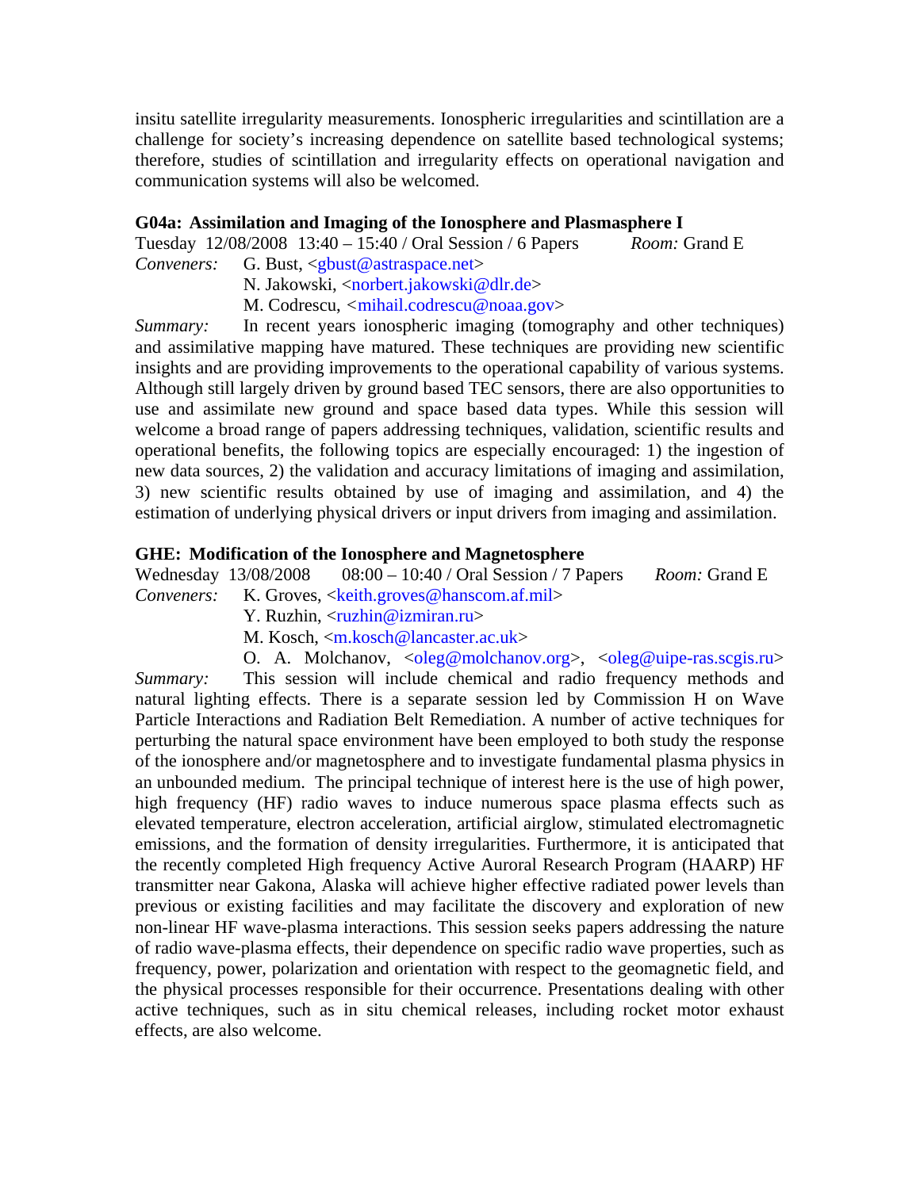insitu satellite irregularity measurements. Ionospheric irregularities and scintillation are a challenge for society's increasing dependence on satellite based technological systems; therefore, studies of scintillation and irregularity effects on operational navigation and communication systems will also be welcomed.

**G04a: Assimilation and Imaging of the Ionosphere and Plasmasphere I**

Tuesday 12/08/2008 13:40 – 15:40 / Oral Session / 6 Papers *Room:* Grand E

*Conveners:* G. Bust, <gbust@astraspace.net>
N. Jakowski, <norbert.jakowski@dlr.de>
M. Codrescu, <mihail.codrescu@noaa.gov>

*Summary:* In recent years ionospheric imaging (tomography and other techniques) and assimilative mapping have matured. These techniques are providing new scientific insights and are providing improvements to the operational capability of various systems. Although still largely driven by ground based TEC sensors, there are also opportunities to use and assimilate new ground and space based data types. While this session will welcome a broad range of papers addressing techniques, validation, scientific results and operational benefits, the following topics are especially encouraged: 1) the ingestion of new data sources, 2) the validation and accuracy limitations of imaging and assimilation, 3) new scientific results obtained by use of imaging and assimilation, and 4) the estimation of underlying physical drivers or input drivers from imaging and assimilation.

**GHE: Modification of the Ionosphere and Magnetosphere**

Wednesday 13/08/2008 08:00 – 10:40 / Oral Session / 7 Papers *Room:* Grand E

*Conveners:* K. Groves, <keith.groves@hanscom.af.mil>
Y. Ruzhin, <ruzhin@izmiran.ru>
M. Kosch, <m.kosch@lancaster.ac.uk>
O. A. Molchanov, <oleg@molchanov.org>, <oleg@uipe-ras.scgis.ru>

*Summary:* This session will include chemical and radio frequency methods and natural lighting effects. There is a separate session led by Commission H on Wave Particle Interactions and Radiation Belt Remediation. A number of active techniques for perturbing the natural space environment have been employed to both study the response of the ionosphere and/or magnetosphere and to investigate fundamental plasma physics in an unbounded medium. The principal technique of interest here is the use of high power, high frequency (HF) radio waves to induce numerous space plasma effects such as elevated temperature, electron acceleration, artificial airglow, stimulated electromagnetic emissions, and the formation of density irregularities. Furthermore, it is anticipated that the recently completed High frequency Active Auroral Research Program (HAARP) HF transmitter near Gakona, Alaska will achieve higher effective radiated power levels than previous or existing facilities and may facilitate the discovery and exploration of new non-linear HF wave-plasma interactions. This session seeks papers addressing the nature of radio wave-plasma effects, their dependence on specific radio wave properties, such as frequency, power, polarization and orientation with respect to the geomagnetic field, and the physical processes responsible for their occurrence. Presentations dealing with other active techniques, such as in situ chemical releases, including rocket motor exhaust effects, are also welcome.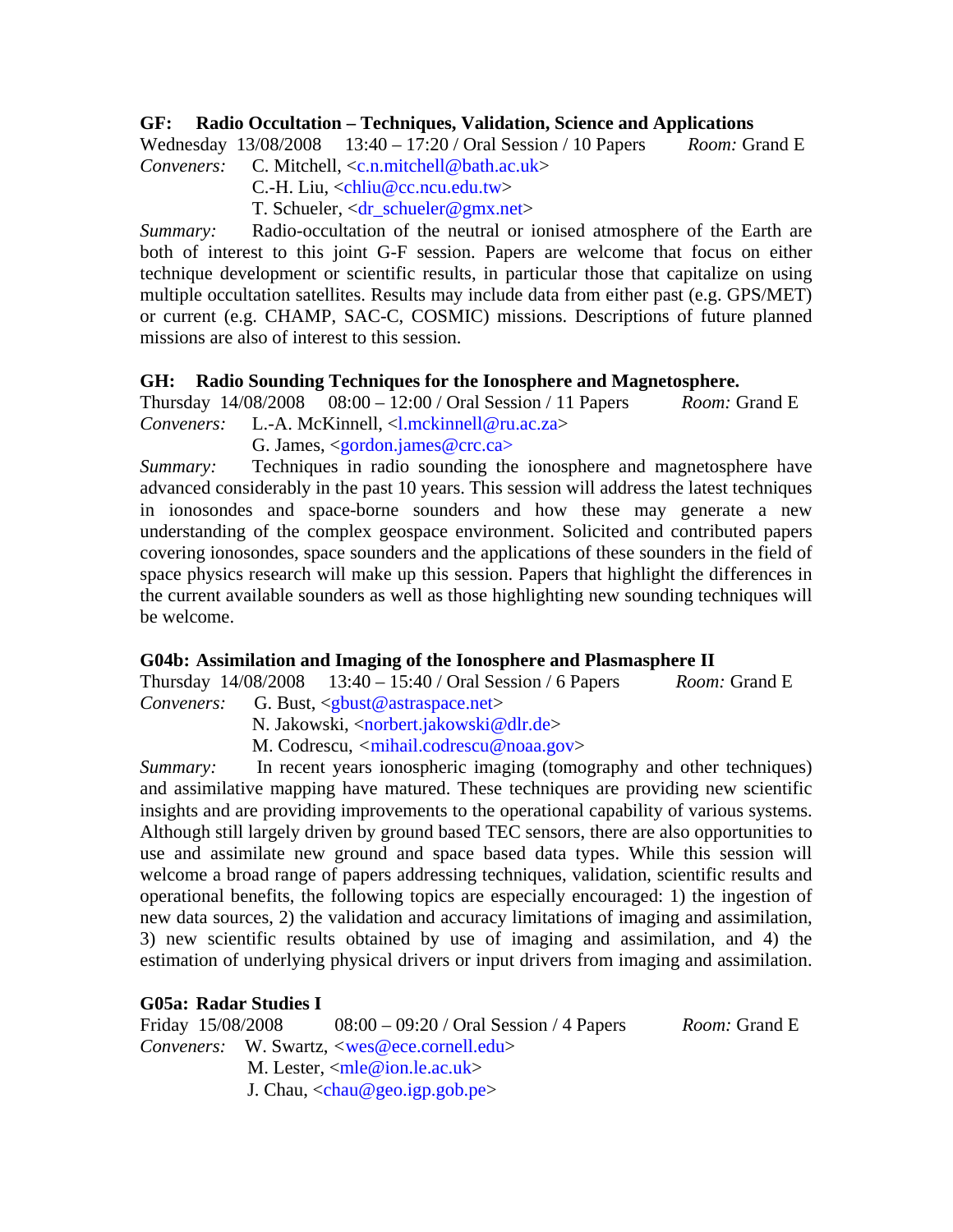### GF: Radio Occultation – Techniques, Validation, Science and Applications

Wednesday 13/08/2008 13:40 – 17:20 / Oral Session / 10 Papers *Room:* Grand E

*Conveners:* C. Mitchell, <c.n.mitchell@bath.ac.uk>
C.-H. Liu, <chliu@cc.ncu.edu.tw>
T. Schueler, <dr_schueler@gmx.net>

*Summary:* Radio-occultation of the neutral or ionised atmosphere of the Earth are both of interest to this joint G-F session. Papers are welcome that focus on either technique development or scientific results, in particular those that capitalize on using multiple occultation satellites. Results may include data from either past (e.g. GPS/MET) or current (e.g. CHAMP, SAC-C, COSMIC) missions. Descriptions of future planned missions are also of interest to this session.

### GH: Radio Sounding Techniques for the Ionosphere and Magnetosphere.

Thursday 14/08/2008 08:00 – 12:00 / Oral Session / 11 Papers *Room:* Grand E

*Conveners:* L.-A. McKinnell, <l.mckinnell@ru.ac.za>
G. James, <gordon.james@crc.ca>

*Summary:* Techniques in radio sounding the ionosphere and magnetosphere have advanced considerably in the past 10 years. This session will address the latest techniques in ionosondes and space-borne sounders and how these may generate a new understanding of the complex geospace environment. Solicited and contributed papers covering ionosondes, space sounders and the applications of these sounders in the field of space physics research will make up this session. Papers that highlight the differences in the current available sounders as well as those highlighting new sounding techniques will be welcome.

### G04b: Assimilation and Imaging of the Ionosphere and Plasmasphere II

Thursday 14/08/2008 13:40 – 15:40 / Oral Session / 6 Papers *Room:* Grand E

*Conveners:* G. Bust, <gbust@astraspace.net>
N. Jakowski, <norbert.jakowski@dlr.de>
M. Codrescu, <mihail.codrescu@noaa.gov>

*Summary:* In recent years ionospheric imaging (tomography and other techniques) and assimilative mapping have matured. These techniques are providing new scientific insights and are providing improvements to the operational capability of various systems. Although still largely driven by ground based TEC sensors, there are also opportunities to use and assimilate new ground and space based data types. While this session will welcome a broad range of papers addressing techniques, validation, scientific results and operational benefits, the following topics are especially encouraged: 1) the ingestion of new data sources, 2) the validation and accuracy limitations of imaging and assimilation, 3) new scientific results obtained by use of imaging and assimilation, and 4) the estimation of underlying physical drivers or input drivers from imaging and assimilation.

### G05a: Radar Studies I

Friday 15/08/2008 08:00 – 09:20 / Oral Session / 4 Papers *Room:* Grand E

*Conveners:* W. Swartz, <wes@ece.cornell.edu>
M. Lester, <mle@ion.le.ac.uk>
J. Chau, <chau@geo.igp.gob.pe>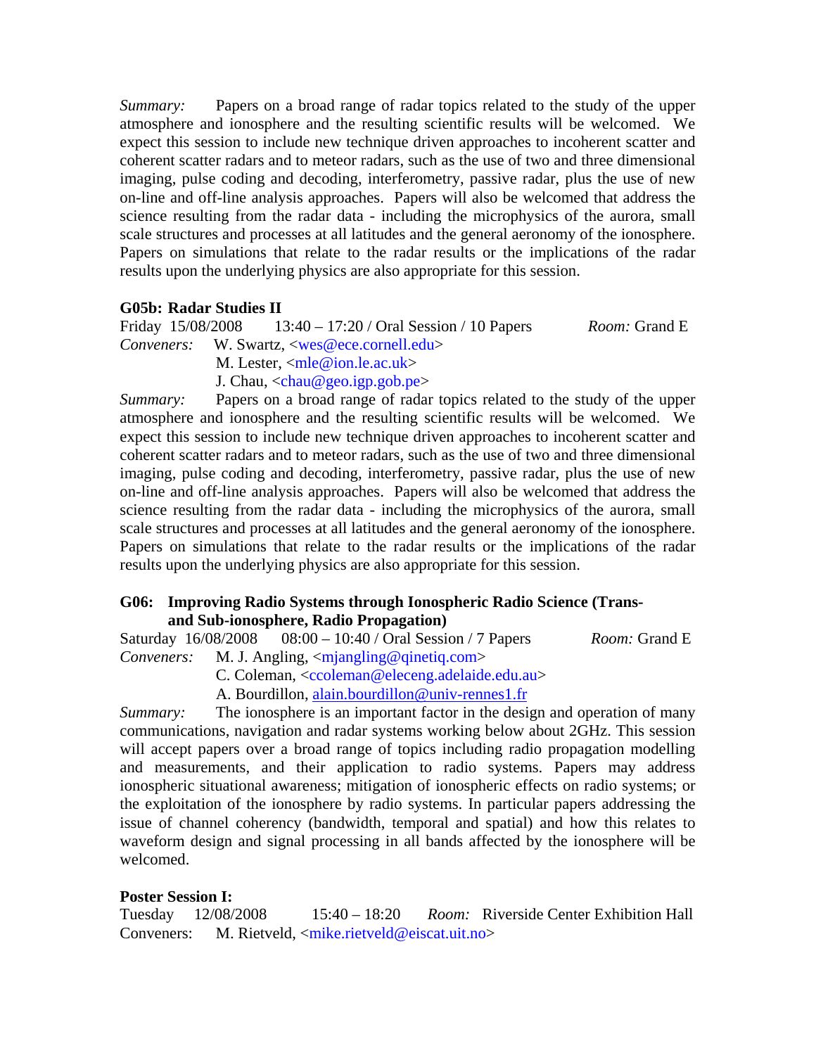*Summary:* Papers on a broad range of radar topics related to the study of the upper atmosphere and ionosphere and the resulting scientific results will be welcomed. We expect this session to include new technique driven approaches to incoherent scatter and coherent scatter radars and to meteor radars, such as the use of two and three dimensional imaging, pulse coding and decoding, interferometry, passive radar, plus the use of new on-line and off-line analysis approaches. Papers will also be welcomed that address the science resulting from the radar data - including the microphysics of the aurora, small scale structures and processes at all latitudes and the general aeronomy of the ionosphere. Papers on simulations that relate to the radar results or the implications of the radar results upon the underlying physics are also appropriate for this session.

### G05b: Radar Studies II

Friday 15/08/2008 13:40 – 17:20 / Oral Session / 10 Papers *Room:* Grand E

*Conveners:* W. Swartz, <wes@ece.cornell.edu>
M. Lester, <mle@ion.le.ac.uk>
J. Chau, <chau@geo.igp.gob.pe>

*Summary:* Papers on a broad range of radar topics related to the study of the upper atmosphere and ionosphere and the resulting scientific results will be welcomed. We expect this session to include new technique driven approaches to incoherent scatter and coherent scatter radars and to meteor radars, such as the use of two and three dimensional imaging, pulse coding and decoding, interferometry, passive radar, plus the use of new on-line and off-line analysis approaches. Papers will also be welcomed that address the science resulting from the radar data - including the microphysics of the aurora, small scale structures and processes at all latitudes and the general aeronomy of the ionosphere. Papers on simulations that relate to the radar results or the implications of the radar results upon the underlying physics are also appropriate for this session.

### G06: Improving Radio Systems through Ionospheric Radio Science (Trans- and Sub-ionosphere, Radio Propagation)

Saturday 16/08/2008 08:00 – 10:40 / Oral Session / 7 Papers *Room:* Grand E

*Conveners:* M. J. Angling, <mjangling@qinetiq.com>
C. Coleman, <ccoleman@eleceng.adelaide.edu.au>
A. Bourdillon, alain.bourdillon@univ-rennes1.fr

*Summary:* The ionosphere is an important factor in the design and operation of many communications, navigation and radar systems working below about 2GHz. This session will accept papers over a broad range of topics including radio propagation modelling and measurements, and their application to radio systems. Papers may address ionospheric situational awareness; mitigation of ionospheric effects on radio systems; or the exploitation of the ionosphere by radio systems. In particular papers addressing the issue of channel coherency (bandwidth, temporal and spatial) and how this relates to waveform design and signal processing in all bands affected by the ionosphere will be welcomed.

### Poster Session I:

Tuesday 12/08/2008 15:40 – 18:20 *Room:* Riverside Center Exhibition Hall

Conveners: M. Rietveld, <mike.rietveld@eiscat.uit.no>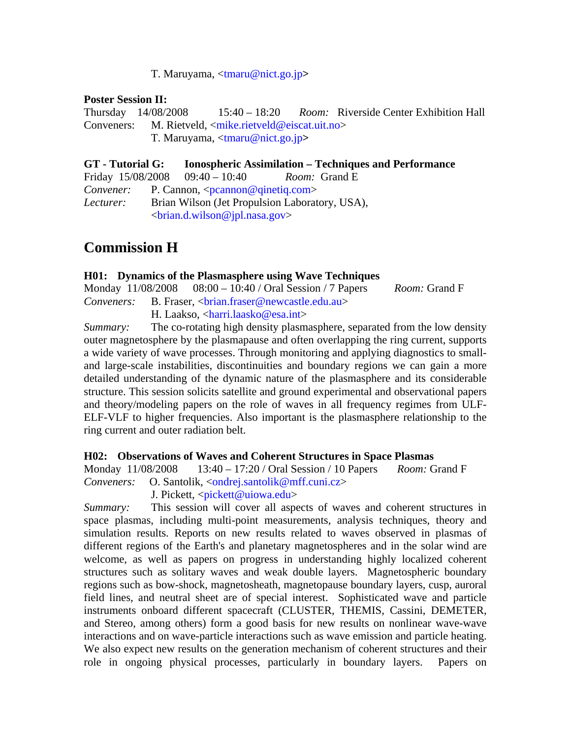T. Maruyama, <tmaru@nict.go.jp>

**Poster Session II:**
Thursday 14/08/2008 15:40 – 18:20 *Room:* Riverside Center Exhibition Hall
Conveners: M. Rietveld, <mike.rietveld@eiscat.uit.no>
T. Maruyama, <tmaru@nict.go.jp>

**GT - Tutorial G: Ionospheric Assimilation – Techniques and Performance**
Friday 15/08/2008 09:40 – 10:40 *Room:* Grand E
*Convener:* P. Cannon, <pcannon@qinetiq.com>
*Lecturer:* Brian Wilson (Jet Propulsion Laboratory, USA), <brian.d.wilson@jpl.nasa.gov>

## Commission H

**H01: Dynamics of the Plasmasphere using Wave Techniques**
Monday 11/08/2008 08:00 – 10:40 / Oral Session / 7 Papers *Room:* Grand F
*Conveners:* B. Fraser, <brian.fraser@newcastle.edu.au>
H. Laakso, <harri.laasko@esa.int>
*Summary:* The co-rotating high density plasmasphere, separated from the low density outer magnetosphere by the plasmapause and often overlapping the ring current, supports a wide variety of wave processes. Through monitoring and applying diagnostics to small- and large-scale instabilities, discontinuities and boundary regions we can gain a more detailed understanding of the dynamic nature of the plasmasphere and its considerable structure. This session solicits satellite and ground experimental and observational papers and theory/modeling papers on the role of waves in all frequency regimes from ULF-ELF-VLF to higher frequencies. Also important is the plasmasphere relationship to the ring current and outer radiation belt.

**H02: Observations of Waves and Coherent Structures in Space Plasmas**
Monday 11/08/2008 13:40 – 17:20 / Oral Session / 10 Papers *Room:* Grand F
*Conveners:* O. Santolik, <ondrej.santolik@mff.cuni.cz>
J. Pickett, <pickett@uiowa.edu>
*Summary:* This session will cover all aspects of waves and coherent structures in space plasmas, including multi-point measurements, analysis techniques, theory and simulation results. Reports on new results related to waves observed in plasmas of different regions of the Earth's and planetary magnetospheres and in the solar wind are welcome, as well as papers on progress in understanding highly localized coherent structures such as solitary waves and weak double layers. Magnetospheric boundary regions such as bow-shock, magnetosheath, magnetopause boundary layers, cusp, auroral field lines, and neutral sheet are of special interest. Sophisticated wave and particle instruments onboard different spacecraft (CLUSTER, THEMIS, Cassini, DEMETER, and Stereo, among others) form a good basis for new results on nonlinear wave-wave interactions and on wave-particle interactions such as wave emission and particle heating. We also expect new results on the generation mechanism of coherent structures and their role in ongoing physical processes, particularly in boundary layers. Papers on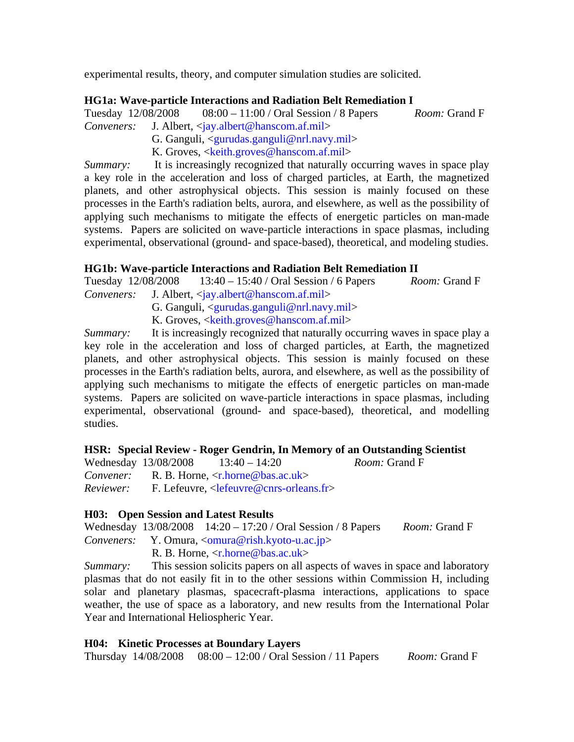experimental results, theory, and computer simulation studies are solicited.

### HG1a: Wave-particle Interactions and Radiation Belt Remediation I

Tuesday 12/08/2008 08:00 – 11:00 / Oral Session / 8 Papers *Room:* Grand F

*Conveners:* J. Albert, <jay.albert@hanscom.af.mil>
G. Ganguli, <gurudas.ganguli@nrl.navy.mil>
K. Groves, <keith.groves@hanscom.af.mil>

*Summary:* It is increasingly recognized that naturally occurring waves in space play a key role in the acceleration and loss of charged particles, at Earth, the magnetized planets, and other astrophysical objects. This session is mainly focused on these processes in the Earth's radiation belts, aurora, and elsewhere, as well as the possibility of applying such mechanisms to mitigate the effects of energetic particles on man-made systems. Papers are solicited on wave-particle interactions in space plasmas, including experimental, observational (ground- and space-based), theoretical, and modeling studies.

### HG1b: Wave-particle Interactions and Radiation Belt Remediation II

Tuesday 12/08/2008 13:40 – 15:40 / Oral Session / 6 Papers *Room:* Grand F

*Conveners:* J. Albert, <jay.albert@hanscom.af.mil>
G. Ganguli, <gurudas.ganguli@nrl.navy.mil>
K. Groves, <keith.groves@hanscom.af.mil>

*Summary:* It is increasingly recognized that naturally occurring waves in space play a key role in the acceleration and loss of charged particles, at Earth, the magnetized planets, and other astrophysical objects. This session is mainly focused on these processes in the Earth's radiation belts, aurora, and elsewhere, as well as the possibility of applying such mechanisms to mitigate the effects of energetic particles on man-made systems. Papers are solicited on wave-particle interactions in space plasmas, including experimental, observational (ground- and space-based), theoretical, and modelling studies.

### HSR: Special Review - Roger Gendrin, In Memory of an Outstanding Scientist

Wednesday 13/08/2008 13:40 – 14:20 *Room:* Grand F

*Convener:* R. B. Horne, <r.horne@bas.ac.uk>
*Reviewer:* F. Lefeuvre, <lefeuvre@cnrs-orleans.fr>

### H03: Open Session and Latest Results

Wednesday 13/08/2008 14:20 – 17:20 / Oral Session / 8 Papers *Room:* Grand F

*Conveners:* Y. Omura, <omura@rish.kyoto-u.ac.jp>
R. B. Horne, <r.horne@bas.ac.uk>

*Summary:* This session solicits papers on all aspects of waves in space and laboratory plasmas that do not easily fit in to the other sessions within Commission H, including solar and planetary plasmas, spacecraft-plasma interactions, applications to space weather, the use of space as a laboratory, and new results from the International Polar Year and International Heliospheric Year.

### H04: Kinetic Processes at Boundary Layers

Thursday 14/08/2008 08:00 – 12:00 / Oral Session / 11 Papers *Room:* Grand F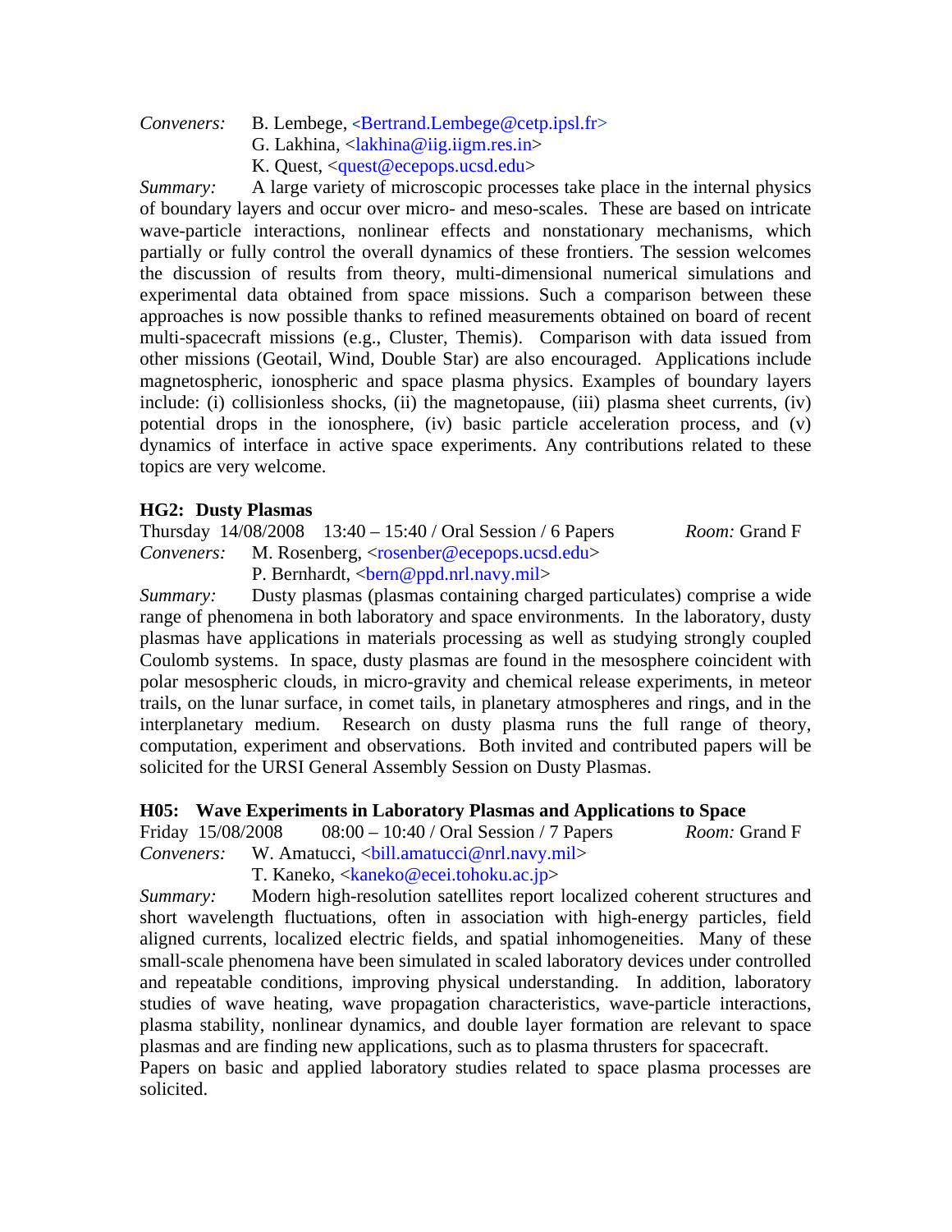*Conveners:* B. Lembege, <Bertrand.Lembege@cetp.ipsl.fr>
G. Lakhina, <lakhina@iig.iigm.res.in>
K. Quest, <quest@ecepops.ucsd.edu>

*Summary:* A large variety of microscopic processes take place in the internal physics of boundary layers and occur over micro- and meso-scales. These are based on intricate wave-particle interactions, nonlinear effects and nonstationary mechanisms, which partially or fully control the overall dynamics of these frontiers. The session welcomes the discussion of results from theory, multi-dimensional numerical simulations and experimental data obtained from space missions. Such a comparison between these approaches is now possible thanks to refined measurements obtained on board of recent multi-spacecraft missions (e.g., Cluster, Themis). Comparison with data issued from other missions (Geotail, Wind, Double Star) are also encouraged. Applications include magnetospheric, ionospheric and space plasma physics. Examples of boundary layers include: (i) collisionless shocks, (ii) the magnetopause, (iii) plasma sheet currents, (iv) potential drops in the ionosphere, (iv) basic particle acceleration process, and (v) dynamics of interface in active space experiments. Any contributions related to these topics are very welcome.

### HG2: Dusty Plasmas

Thursday 14/08/2008 13:40 – 15:40 / Oral Session / 6 Papers *Room:* Grand F

*Conveners:* M. Rosenberg, <rosenber@ecepops.ucsd.edu>
P. Bernhardt, <bern@ppd.nrl.navy.mil>

*Summary:* Dusty plasmas (plasmas containing charged particulates) comprise a wide range of phenomena in both laboratory and space environments. In the laboratory, dusty plasmas have applications in materials processing as well as studying strongly coupled Coulomb systems. In space, dusty plasmas are found in the mesosphere coincident with polar mesospheric clouds, in micro-gravity and chemical release experiments, in meteor trails, on the lunar surface, in comet tails, in planetary atmospheres and rings, and in the interplanetary medium. Research on dusty plasma runs the full range of theory, computation, experiment and observations. Both invited and contributed papers will be solicited for the URSI General Assembly Session on Dusty Plasmas.

### H05: Wave Experiments in Laboratory Plasmas and Applications to Space

Friday 15/08/2008 08:00 – 10:40 / Oral Session / 7 Papers *Room:* Grand F

*Conveners:* W. Amatucci, <bill.amatucci@nrl.navy.mil>
T. Kaneko, <kaneko@ecei.tohoku.ac.jp>

*Summary:* Modern high-resolution satellites report localized coherent structures and short wavelength fluctuations, often in association with high-energy particles, field aligned currents, localized electric fields, and spatial inhomogeneities. Many of these small-scale phenomena have been simulated in scaled laboratory devices under controlled and repeatable conditions, improving physical understanding. In addition, laboratory studies of wave heating, wave propagation characteristics, wave-particle interactions, plasma stability, nonlinear dynamics, and double layer formation are relevant to space plasmas and are finding new applications, such as to plasma thrusters for spacecraft.
Papers on basic and applied laboratory studies related to space plasma processes are solicited.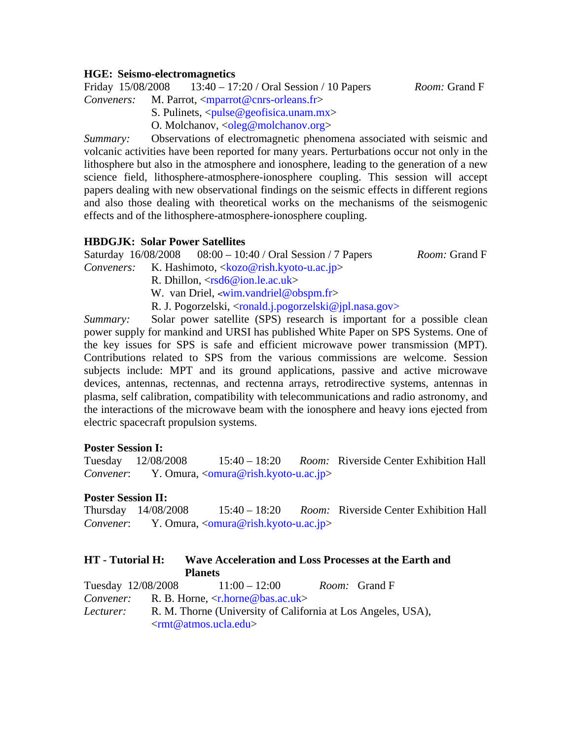**HGE: Seismo-electromagnetics**

Friday 15/08/2008 13:40 – 17:20 / Oral Session / 10 Papers *Room:* Grand F

*Conveners:* M. Parrot, <mparrot@cnrs-orleans.fr>
S. Pulinets, <pulse@geofisica.unam.mx>
O. Molchanov, <oleg@molchanov.org>

*Summary:* Observations of electromagnetic phenomena associated with seismic and volcanic activities have been reported for many years. Perturbations occur not only in the lithosphere but also in the atmosphere and ionosphere, leading to the generation of a new science field, lithosphere-atmosphere-ionosphere coupling. This session will accept papers dealing with new observational findings on the seismic effects in different regions and also those dealing with theoretical works on the mechanisms of the seismogenic effects and of the lithosphere-atmosphere-ionosphere coupling.

**HBDGJK: Solar Power Satellites**

Saturday 16/08/2008 08:00 – 10:40 / Oral Session / 7 Papers *Room:* Grand F

*Conveners:* K. Hashimoto, <kozo@rish.kyoto-u.ac.jp>
R. Dhillon, <rsd6@ion.le.ac.uk>
W. van Driel, <wim.vandriel@obspm.fr>
R. J. Pogorzelski, <ronald.j.pogorzelski@jpl.nasa.gov>

*Summary:* Solar power satellite (SPS) research is important for a possible clean power supply for mankind and URSI has published White Paper on SPS Systems. One of the key issues for SPS is safe and efficient microwave power transmission (MPT). Contributions related to SPS from the various commissions are welcome. Session subjects include: MPT and its ground applications, passive and active microwave devices, antennas, rectennas, and rectenna arrays, retrodirective systems, antennas in plasma, self calibration, compatibility with telecommunications and radio astronomy, and the interactions of the microwave beam with the ionosphere and heavy ions ejected from electric spacecraft propulsion systems.

**Poster Session I:**

Tuesday 12/08/2008 15:40 – 18:20 *Room:* Riverside Center Exhibition Hall

*Convener*: Y. Omura, <omura@rish.kyoto-u.ac.jp>

**Poster Session II:**

Thursday 14/08/2008 15:40 – 18:20 *Room:* Riverside Center Exhibition Hall

*Convener*: Y. Omura, <omura@rish.kyoto-u.ac.jp>

**HT - Tutorial H: Wave Acceleration and Loss Processes at the Earth and Planets**

Tuesday 12/08/2008 11:00 – 12:00 *Room:* Grand F

*Convener:* R. B. Horne, <r.horne@bas.ac.uk>

*Lecturer:* R. M. Thorne (University of California at Los Angeles, USA), <rmt@atmos.ucla.edu>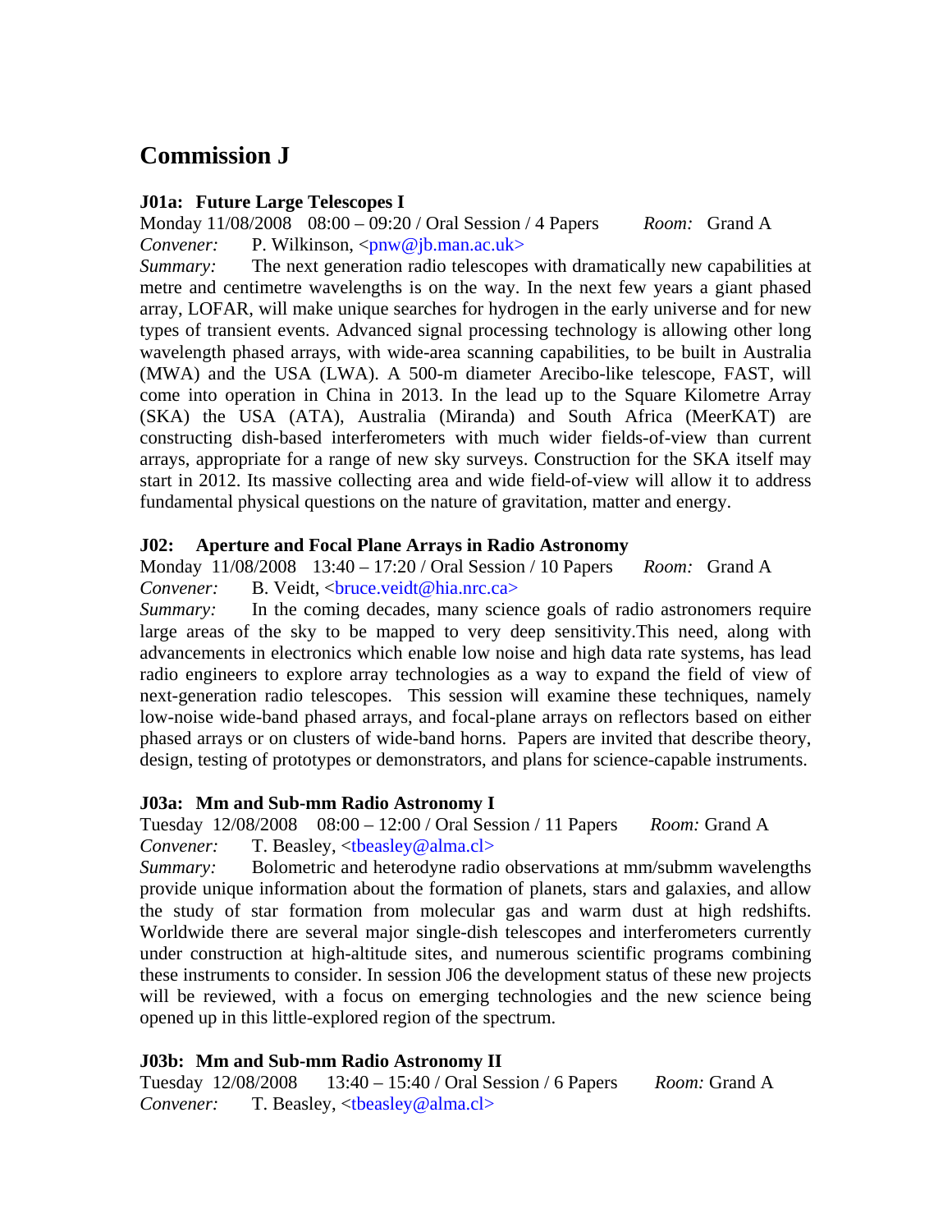# Commission J

**J01a: Future Large Telescopes I**

Monday 11/08/2008 08:00 – 09:20 / Oral Session / 4 Papers *Room:* Grand A

*Convener:* P. Wilkinson, <pnw@jb.man.ac.uk>

*Summary:* The next generation radio telescopes with dramatically new capabilities at metre and centimetre wavelengths is on the way. In the next few years a giant phased array, LOFAR, will make unique searches for hydrogen in the early universe and for new types of transient events. Advanced signal processing technology is allowing other long wavelength phased arrays, with wide-area scanning capabilities, to be built in Australia (MWA) and the USA (LWA). A 500-m diameter Arecibo-like telescope, FAST, will come into operation in China in 2013. In the lead up to the Square Kilometre Array (SKA) the USA (ATA), Australia (Miranda) and South Africa (MeerKAT) are constructing dish-based interferometers with much wider fields-of-view than current arrays, appropriate for a range of new sky surveys. Construction for the SKA itself may start in 2012. Its massive collecting area and wide field-of-view will allow it to address fundamental physical questions on the nature of gravitation, matter and energy.

**J02: Aperture and Focal Plane Arrays in Radio Astronomy**

Monday 11/08/2008 13:40 – 17:20 / Oral Session / 10 Papers *Room:* Grand A

*Convener:* B. Veidt, <bruce.veidt@hia.nrc.ca>

*Summary:* In the coming decades, many science goals of radio astronomers require large areas of the sky to be mapped to very deep sensitivity.This need, along with advancements in electronics which enable low noise and high data rate systems, has lead radio engineers to explore array technologies as a way to expand the field of view of next-generation radio telescopes. This session will examine these techniques, namely low-noise wide-band phased arrays, and focal-plane arrays on reflectors based on either phased arrays or on clusters of wide-band horns. Papers are invited that describe theory, design, testing of prototypes or demonstrators, and plans for science-capable instruments.

**J03a: Mm and Sub-mm Radio Astronomy I**

Tuesday 12/08/2008 08:00 – 12:00 / Oral Session / 11 Papers *Room:* Grand A

*Convener:* T. Beasley, <tbeasley@alma.cl>

*Summary:* Bolometric and heterodyne radio observations at mm/submm wavelengths provide unique information about the formation of planets, stars and galaxies, and allow the study of star formation from molecular gas and warm dust at high redshifts. Worldwide there are several major single-dish telescopes and interferometers currently under construction at high-altitude sites, and numerous scientific programs combining these instruments to consider. In session J06 the development status of these new projects will be reviewed, with a focus on emerging technologies and the new science being opened up in this little-explored region of the spectrum.

**J03b: Mm and Sub-mm Radio Astronomy II**

Tuesday 12/08/2008 13:40 – 15:40 / Oral Session / 6 Papers *Room:* Grand A

*Convener:* T. Beasley, <tbeasley@alma.cl>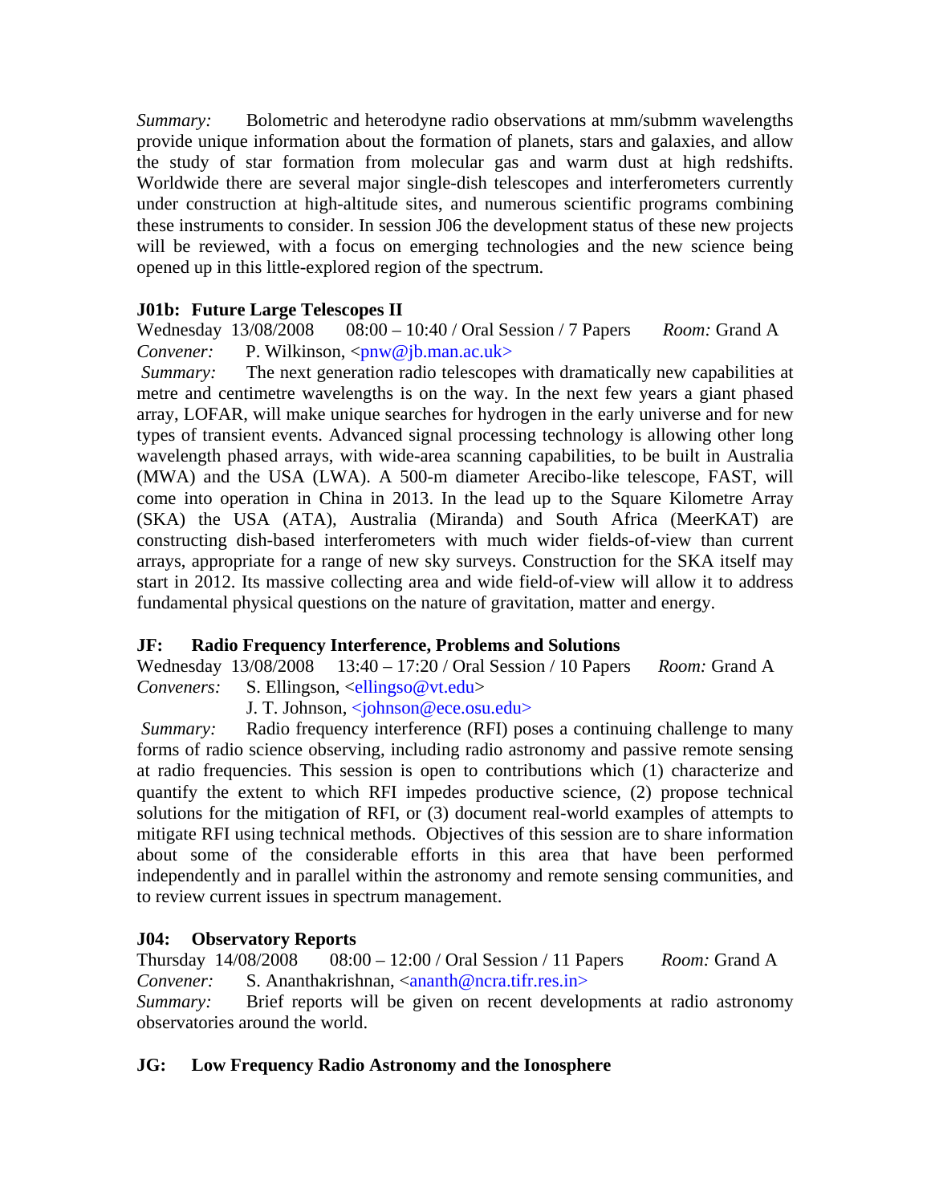*Summary:* Bolometric and heterodyne radio observations at mm/submm wavelengths provide unique information about the formation of planets, stars and galaxies, and allow the study of star formation from molecular gas and warm dust at high redshifts. Worldwide there are several major single-dish telescopes and interferometers currently under construction at high-altitude sites, and numerous scientific programs combining these instruments to consider. In session J06 the development status of these new projects will be reviewed, with a focus on emerging technologies and the new science being opened up in this little-explored region of the spectrum.

**J01b: Future Large Telescopes II**

Wednesday 13/08/2008 08:00 – 10:40 / Oral Session / 7 Papers *Room:* Grand A

*Convener:* P. Wilkinson, <pnw@jb.man.ac.uk>

*Summary:* The next generation radio telescopes with dramatically new capabilities at metre and centimetre wavelengths is on the way. In the next few years a giant phased array, LOFAR, will make unique searches for hydrogen in the early universe and for new types of transient events. Advanced signal processing technology is allowing other long wavelength phased arrays, with wide-area scanning capabilities, to be built in Australia (MWA) and the USA (LWA). A 500-m diameter Arecibo-like telescope, FAST, will come into operation in China in 2013. In the lead up to the Square Kilometre Array (SKA) the USA (ATA), Australia (Miranda) and South Africa (MeerKAT) are constructing dish-based interferometers with much wider fields-of-view than current arrays, appropriate for a range of new sky surveys. Construction for the SKA itself may start in 2012. Its massive collecting area and wide field-of-view will allow it to address fundamental physical questions on the nature of gravitation, matter and energy.

**JF: Radio Frequency Interference, Problems and Solutions**

Wednesday 13/08/2008 13:40 – 17:20 / Oral Session / 10 Papers *Room:* Grand A

*Conveners:* S. Ellingson, <ellingso@vt.edu>
J. T. Johnson, <johnson@ece.osu.edu>

*Summary:* Radio frequency interference (RFI) poses a continuing challenge to many forms of radio science observing, including radio astronomy and passive remote sensing at radio frequencies. This session is open to contributions which (1) characterize and quantify the extent to which RFI impedes productive science, (2) propose technical solutions for the mitigation of RFI, or (3) document real-world examples of attempts to mitigate RFI using technical methods. Objectives of this session are to share information about some of the considerable efforts in this area that have been performed independently and in parallel within the astronomy and remote sensing communities, and to review current issues in spectrum management.

**J04: Observatory Reports**

Thursday 14/08/2008 08:00 – 12:00 / Oral Session / 11 Papers *Room:* Grand A

*Convener:* S. Ananthakrishnan, <ananth@ncra.tifr.res.in>

*Summary:* Brief reports will be given on recent developments at radio astronomy observatories around the world.

**JG: Low Frequency Radio Astronomy and the Ionosphere**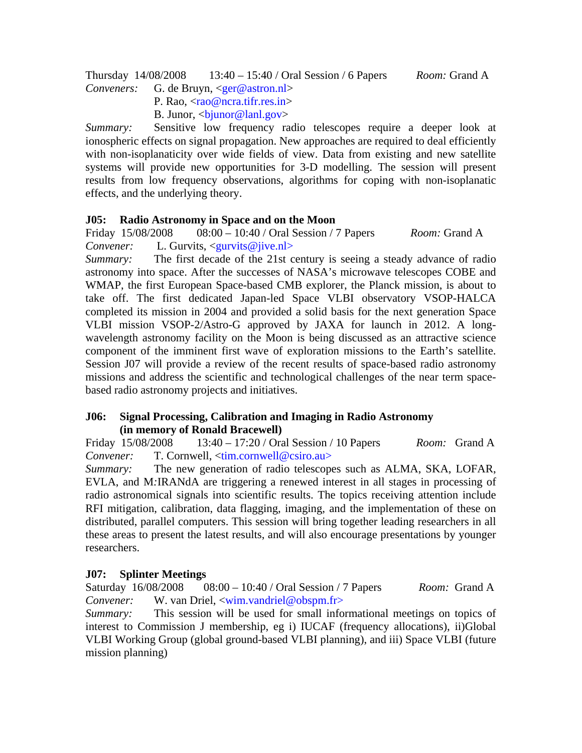Thursday 14/08/2008 13:40 – 15:40 / Oral Session / 6 Papers *Room:* Grand A

*Conveners:* G. de Bruyn, <ger@astron.nl>
P. Rao, <rao@ncra.tifr.res.in>
B. Junor, <bjunor@lanl.gov>

*Summary:* Sensitive low frequency radio telescopes require a deeper look at ionospheric effects on signal propagation. New approaches are required to deal efficiently with non-isoplanaticity over wide fields of view. Data from existing and new satellite systems will provide new opportunities for 3-D modelling. The session will present results from low frequency observations, algorithms for coping with non-isoplanatic effects, and the underlying theory.

**J05: Radio Astronomy in Space and on the Moon**

Friday 15/08/2008 08:00 – 10:40 / Oral Session / 7 Papers *Room:* Grand A

*Convener:* L. Gurvits, <gurvits@jive.nl>

*Summary:* The first decade of the 21st century is seeing a steady advance of radio astronomy into space. After the successes of NASA's microwave telescopes COBE and WMAP, the first European Space-based CMB explorer, the Planck mission, is about to take off. The first dedicated Japan-led Space VLBI observatory VSOP-HALCA completed its mission in 2004 and provided a solid basis for the next generation Space VLBI mission VSOP-2/Astro-G approved by JAXA for launch in 2012. A long-wavelength astronomy facility on the Moon is being discussed as an attractive science component of the imminent first wave of exploration missions to the Earth's satellite. Session J07 will provide a review of the recent results of space-based radio astronomy missions and address the scientific and technological challenges of the near term space-based radio astronomy projects and initiatives.

**J06: Signal Processing, Calibration and Imaging in Radio Astronomy (in memory of Ronald Bracewell)**

Friday 15/08/2008 13:40 – 17:20 / Oral Session / 10 Papers *Room:* Grand A

*Convener:* T. Cornwell, <tim.cornwell@csiro.au>

*Summary:* The new generation of radio telescopes such as ALMA, SKA, LOFAR, EVLA, and M:IRANdA are triggering a renewed interest in all stages in processing of radio astronomical signals into scientific results. The topics receiving attention include RFI mitigation, calibration, data flagging, imaging, and the implementation of these on distributed, parallel computers. This session will bring together leading researchers in all these areas to present the latest results, and will also encourage presentations by younger researchers.

**J07: Splinter Meetings**

Saturday 16/08/2008 08:00 – 10:40 / Oral Session / 7 Papers *Room:* Grand A

*Convener:* W. van Driel, <wim.vandriel@obspm.fr>

*Summary:* This session will be used for small informational meetings on topics of interest to Commission J membership, eg i) IUCAF (frequency allocations), ii)Global VLBI Working Group (global ground-based VLBI planning), and iii) Space VLBI (future mission planning)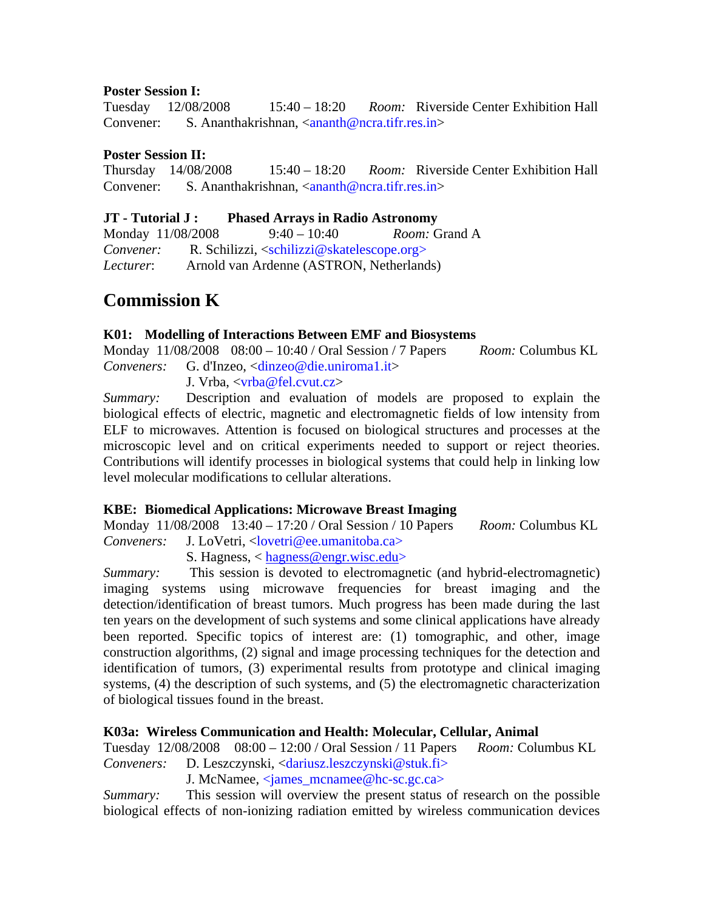**Poster Session I:**
Tuesday 12/08/2008 15:40 – 18:20 *Room:* Riverside Center Exhibition Hall
Convener: S. Ananthakrishnan, <ananth@ncra.tifr.res.in>

**Poster Session II:**
Thursday 14/08/2008 15:40 – 18:20 *Room:* Riverside Center Exhibition Hall
Convener: S. Ananthakrishnan, <ananth@ncra.tifr.res.in>

**JT - Tutorial J : Phased Arrays in Radio Astronomy**
Monday 11/08/2008 9:40 – 10:40 *Room:* Grand A
*Convener:* R. Schilizzi, <schilizzi@skatelescope.org>
*Lecturer*: Arnold van Ardenne (ASTRON, Netherlands)

## Commission K

**K01: Modelling of Interactions Between EMF and Biosystems**
Monday 11/08/2008 08:00 – 10:40 / Oral Session / 7 Papers *Room:* Columbus KL
*Conveners:* G. d'Inzeo, <dinzeo@die.uniroma1.it>
J. Vrba, <vrba@fel.cvut.cz>
*Summary:* Description and evaluation of models are proposed to explain the biological effects of electric, magnetic and electromagnetic fields of low intensity from ELF to microwaves. Attention is focused on biological structures and processes at the microscopic level and on critical experiments needed to support or reject theories. Contributions will identify processes in biological systems that could help in linking low level molecular modifications to cellular alterations.

**KBE: Biomedical Applications: Microwave Breast Imaging**
Monday 11/08/2008 13:40 – 17:20 / Oral Session / 10 Papers *Room:* Columbus KL
*Conveners:* J. LoVetri, <lovetri@ee.umanitoba.ca>
S. Hagness, < hagness@engr.wisc.edu>
*Summary:* This session is devoted to electromagnetic (and hybrid-electromagnetic) imaging systems using microwave frequencies for breast imaging and the detection/identification of breast tumors. Much progress has been made during the last ten years on the development of such systems and some clinical applications have already been reported. Specific topics of interest are: (1) tomographic, and other, image construction algorithms, (2) signal and image processing techniques for the detection and identification of tumors, (3) experimental results from prototype and clinical imaging systems, (4) the description of such systems, and (5) the electromagnetic characterization of biological tissues found in the breast.

**K03a: Wireless Communication and Health: Molecular, Cellular, Animal**
Tuesday 12/08/2008 08:00 – 12:00 / Oral Session / 11 Papers *Room:* Columbus KL
*Conveners:* D. Leszczynski, <dariusz.leszczynski@stuk.fi>
J. McNamee, <james_mcnamee@hc-sc.gc.ca>
*Summary:* This session will overview the present status of research on the possible biological effects of non-ionizing radiation emitted by wireless communication devices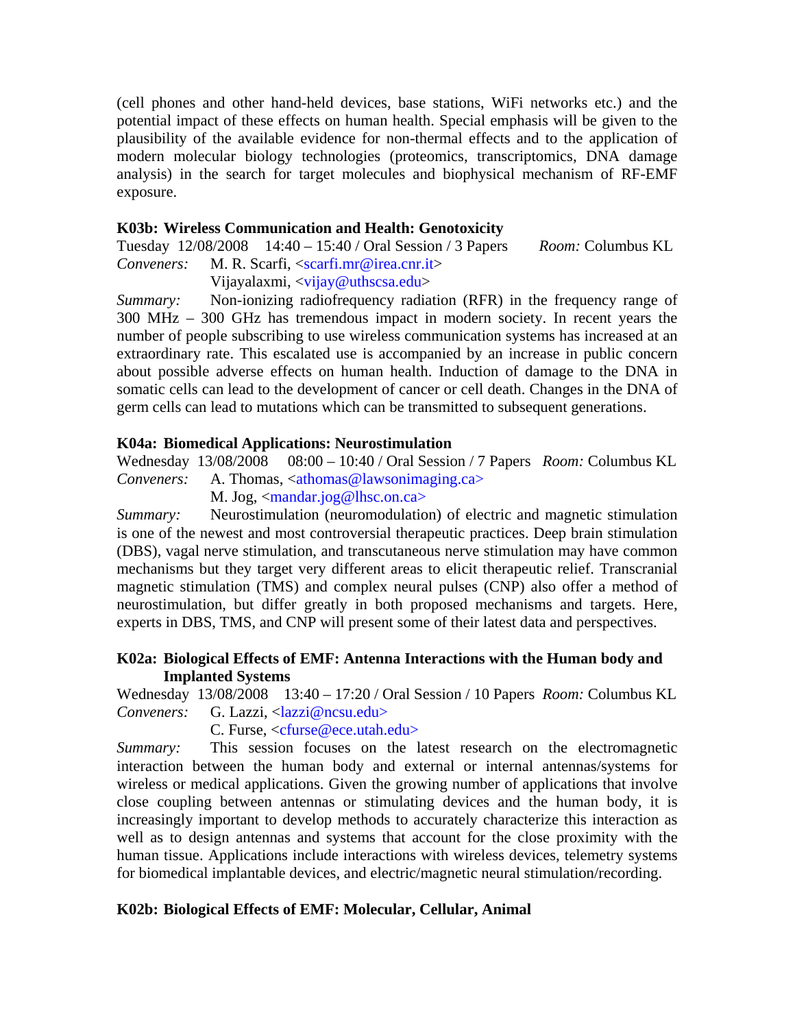(cell phones and other hand-held devices, base stations, WiFi networks etc.) and the potential impact of these effects on human health. Special emphasis will be given to the plausibility of the available evidence for non-thermal effects and to the application of modern molecular biology technologies (proteomics, transcriptomics, DNA damage analysis) in the search for target molecules and biophysical mechanism of RF-EMF exposure.

### K03b: Wireless Communication and Health: Genotoxicity

Tuesday 12/08/2008 14:40 – 15:40 / Oral Session / 3 Papers *Room:* Columbus KL

*Conveners:* M. R. Scarfi, <scarfi.mr@irea.cnr.it>
Vijayalaxmi, <vijay@uthscsa.edu>

*Summary:* Non-ionizing radiofrequency radiation (RFR) in the frequency range of 300 MHz – 300 GHz has tremendous impact in modern society. In recent years the number of people subscribing to use wireless communication systems has increased at an extraordinary rate. This escalated use is accompanied by an increase in public concern about possible adverse effects on human health. Induction of damage to the DNA in somatic cells can lead to the development of cancer or cell death. Changes in the DNA of germ cells can lead to mutations which can be transmitted to subsequent generations.

### K04a: Biomedical Applications: Neurostimulation

Wednesday 13/08/2008 08:00 – 10:40 / Oral Session / 7 Papers *Room:* Columbus KL

*Conveners:* A. Thomas, <athomas@lawsonimaging.ca>
M. Jog, <mandar.jog@lhsc.on.ca>

*Summary:* Neurostimulation (neuromodulation) of electric and magnetic stimulation is one of the newest and most controversial therapeutic practices. Deep brain stimulation (DBS), vagal nerve stimulation, and transcutaneous nerve stimulation may have common mechanisms but they target very different areas to elicit therapeutic relief. Transcranial magnetic stimulation (TMS) and complex neural pulses (CNP) also offer a method of neurostimulation, but differ greatly in both proposed mechanisms and targets. Here, experts in DBS, TMS, and CNP will present some of their latest data and perspectives.

### K02a: Biological Effects of EMF: Antenna Interactions with the Human body and Implanted Systems

Wednesday 13/08/2008 13:40 – 17:20 / Oral Session / 10 Papers *Room:* Columbus KL

*Conveners:* G. Lazzi, <lazzi@ncsu.edu>
C. Furse, <cfurse@ece.utah.edu>

*Summary:* This session focuses on the latest research on the electromagnetic interaction between the human body and external or internal antennas/systems for wireless or medical applications. Given the growing number of applications that involve close coupling between antennas or stimulating devices and the human body, it is increasingly important to develop methods to accurately characterize this interaction as well as to design antennas and systems that account for the close proximity with the human tissue. Applications include interactions with wireless devices, telemetry systems for biomedical implantable devices, and electric/magnetic neural stimulation/recording.

### K02b: Biological Effects of EMF: Molecular, Cellular, Animal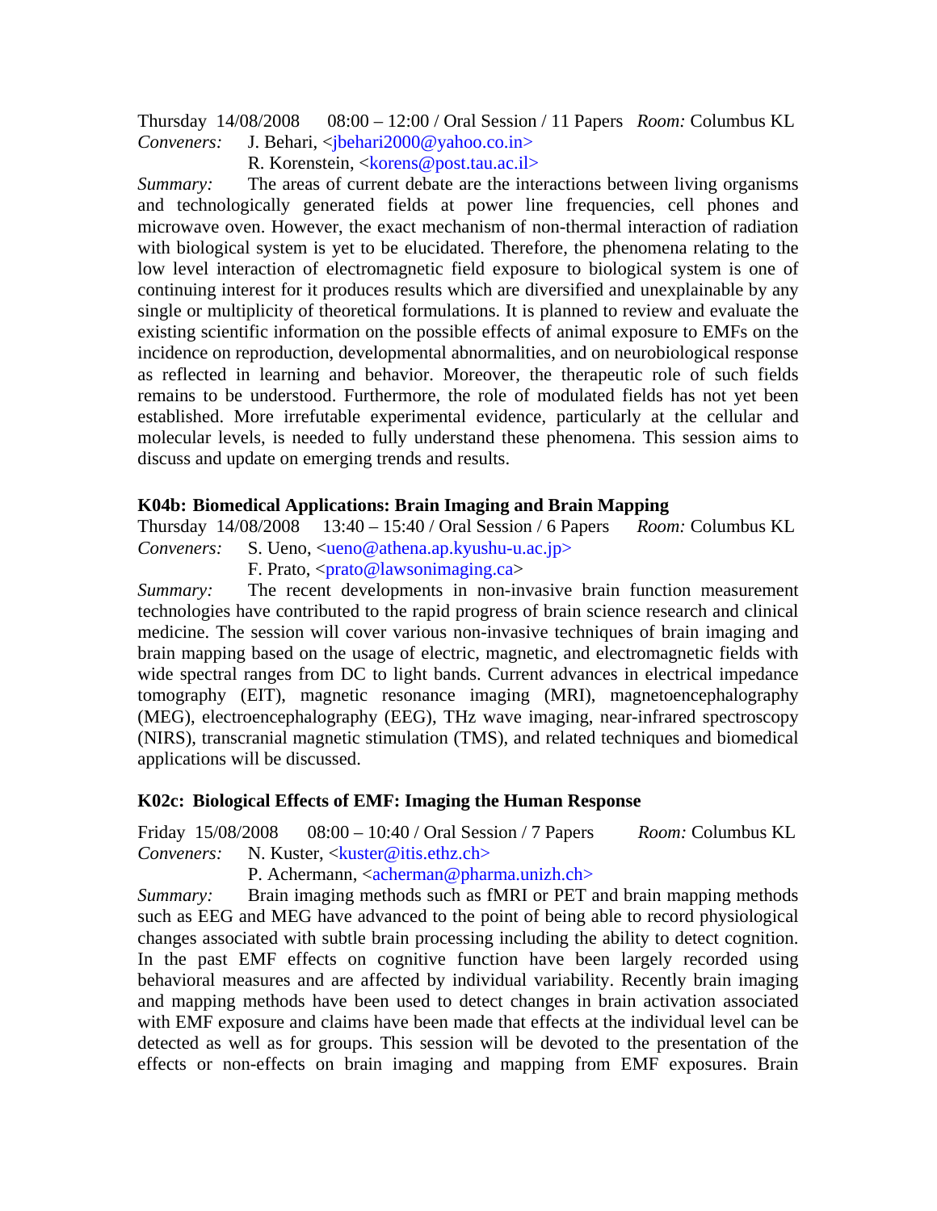Thursday 14/08/2008 08:00 – 12:00 / Oral Session / 11 Papers *Room:* Columbus KL
*Conveners:* J. Behari, <jbehari2000@yahoo.co.in>
R. Korenstein, <korens@post.tau.ac.il>

*Summary:* The areas of current debate are the interactions between living organisms and technologically generated fields at power line frequencies, cell phones and microwave oven. However, the exact mechanism of non-thermal interaction of radiation with biological system is yet to be elucidated. Therefore, the phenomena relating to the low level interaction of electromagnetic field exposure to biological system is one of continuing interest for it produces results which are diversified and unexplainable by any single or multiplicity of theoretical formulations. It is planned to review and evaluate the existing scientific information on the possible effects of animal exposure to EMFs on the incidence on reproduction, developmental abnormalities, and on neurobiological response as reflected in learning and behavior. Moreover, the therapeutic role of such fields remains to be understood. Furthermore, the role of modulated fields has not yet been established. More irrefutable experimental evidence, particularly at the cellular and molecular levels, is needed to fully understand these phenomena. This session aims to discuss and update on emerging trends and results.

**K04b: Biomedical Applications: Brain Imaging and Brain Mapping**

Thursday 14/08/2008 13:40 – 15:40 / Oral Session / 6 Papers *Room:* Columbus KL
*Conveners:* S. Ueno, <ueno@athena.ap.kyushu-u.ac.jp>
F. Prato, <prato@lawsonimaging.ca>

*Summary:* The recent developments in non-invasive brain function measurement technologies have contributed to the rapid progress of brain science research and clinical medicine. The session will cover various non-invasive techniques of brain imaging and brain mapping based on the usage of electric, magnetic, and electromagnetic fields with wide spectral ranges from DC to light bands. Current advances in electrical impedance tomography (EIT), magnetic resonance imaging (MRI), magnetoencephalography (MEG), electroencephalography (EEG), THz wave imaging, near-infrared spectroscopy (NIRS), transcranial magnetic stimulation (TMS), and related techniques and biomedical applications will be discussed.

**K02c: Biological Effects of EMF: Imaging the Human Response**

Friday 15/08/2008 08:00 – 10:40 / Oral Session / 7 Papers *Room:* Columbus KL
*Conveners:* N. Kuster, <kuster@itis.ethz.ch>
P. Achermann, <acherman@pharma.unizh.ch>

*Summary:* Brain imaging methods such as fMRI or PET and brain mapping methods such as EEG and MEG have advanced to the point of being able to record physiological changes associated with subtle brain processing including the ability to detect cognition. In the past EMF effects on cognitive function have been largely recorded using behavioral measures and are affected by individual variability. Recently brain imaging and mapping methods have been used to detect changes in brain activation associated with EMF exposure and claims have been made that effects at the individual level can be detected as well as for groups. This session will be devoted to the presentation of the effects or non-effects on brain imaging and mapping from EMF exposures. Brain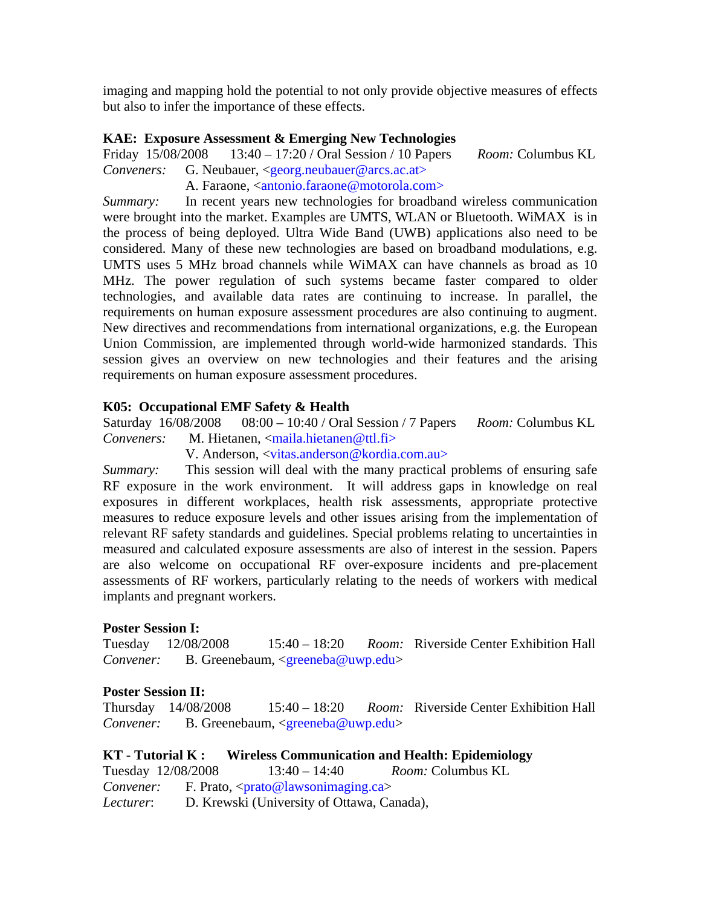imaging and mapping hold the potential to not only provide objective measures of effects but also to infer the importance of these effects.

**KAE: Exposure Assessment & Emerging New Technologies**
Friday 15/08/2008 13:40 – 17:20 / Oral Session / 10 Papers *Room:* Columbus KL
*Conveners:* G. Neubauer, <georg.neubauer@arcs.ac.at>
A. Faraone, <antonio.faraone@motorola.com>
*Summary:* In recent years new technologies for broadband wireless communication were brought into the market. Examples are UMTS, WLAN or Bluetooth. WiMAX is in the process of being deployed. Ultra Wide Band (UWB) applications also need to be considered. Many of these new technologies are based on broadband modulations, e.g. UMTS uses 5 MHz broad channels while WiMAX can have channels as broad as 10 MHz. The power regulation of such systems became faster compared to older technologies, and available data rates are continuing to increase. In parallel, the requirements on human exposure assessment procedures are also continuing to augment. New directives and recommendations from international organizations, e.g. the European Union Commission, are implemented through world-wide harmonized standards. This session gives an overview on new technologies and their features and the arising requirements on human exposure assessment procedures.

**K05: Occupational EMF Safety & Health**
Saturday 16/08/2008 08:00 – 10:40 / Oral Session / 7 Papers *Room:* Columbus KL
*Conveners:* M. Hietanen, <maila.hietanen@ttl.fi>
V. Anderson, <vitas.anderson@kordia.com.au>
*Summary:* This session will deal with the many practical problems of ensuring safe RF exposure in the work environment. It will address gaps in knowledge on real exposures in different workplaces, health risk assessments, appropriate protective measures to reduce exposure levels and other issues arising from the implementation of relevant RF safety standards and guidelines. Special problems relating to uncertainties in measured and calculated exposure assessments are also of interest in the session. Papers are also welcome on occupational RF over-exposure incidents and pre-placement assessments of RF workers, particularly relating to the needs of workers with medical implants and pregnant workers.

**Poster Session I:**
Tuesday 12/08/2008 15:40 – 18:20 *Room:* Riverside Center Exhibition Hall
*Convener:* B. Greenebaum, <greeneba@uwp.edu>

**Poster Session II:**
Thursday 14/08/2008 15:40 – 18:20 *Room:* Riverside Center Exhibition Hall
*Convener:* B. Greenebaum, <greeneba@uwp.edu>

**KT - Tutorial K : Wireless Communication and Health: Epidemiology**
Tuesday 12/08/2008 13:40 – 14:40 *Room:* Columbus KL
*Convener:* F. Prato, <prato@lawsonimaging.ca>
*Lecturer*: D. Krewski (University of Ottawa, Canada),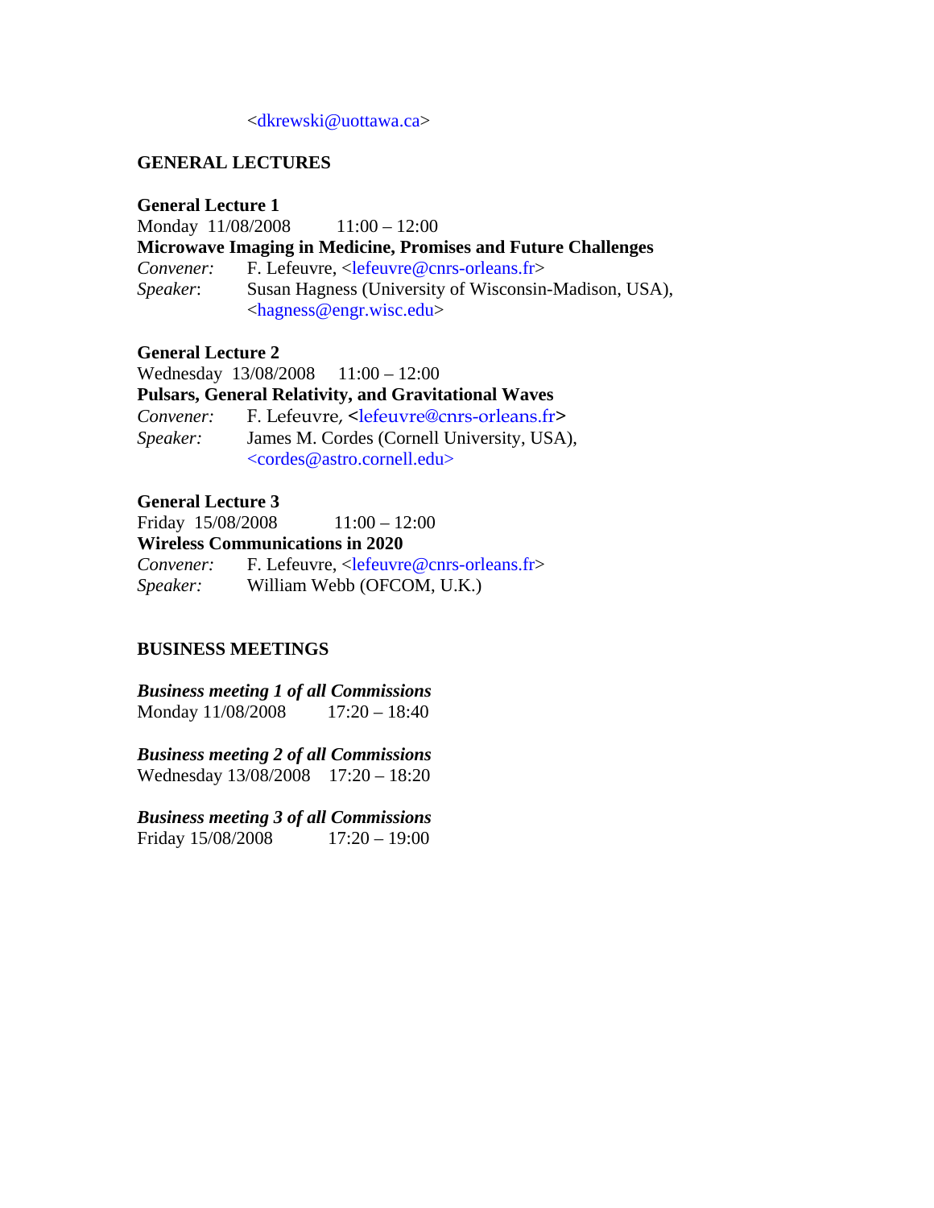<dkrewski@uottawa.ca>

## GENERAL LECTURES

**General Lecture 1**
Monday 11/08/2008 11:00 – 12:00
**Microwave Imaging in Medicine, Promises and Future Challenges**
*Convener:* F. Lefeuvre, <lefeuvre@cnrs-orleans.fr>
*Speaker*: Susan Hagness (University of Wisconsin-Madison, USA), <hagness@engr.wisc.edu>

**General Lecture 2**
Wednesday 13/08/2008 11:00 – 12:00
**Pulsars, General Relativity, and Gravitational Waves**
*Convener:* F. Lefeuvre, <lefeuvre@cnrs-orleans.fr>
*Speaker:* James M. Cordes (Cornell University, USA), <cordes@astro.cornell.edu>

**General Lecture 3**
Friday 15/08/2008 11:00 – 12:00
**Wireless Communications in 2020**
*Convener:* F. Lefeuvre, <lefeuvre@cnrs-orleans.fr>
*Speaker:* William Webb (OFCOM, U.K.)

## BUSINESS MEETINGS

***Business meeting 1 of all Commissions***
Monday 11/08/2008 17:20 – 18:40

***Business meeting 2 of all Commissions***
Wednesday 13/08/2008 17:20 – 18:20

***Business meeting 3 of all Commissions***
Friday 15/08/2008 17:20 – 19:00